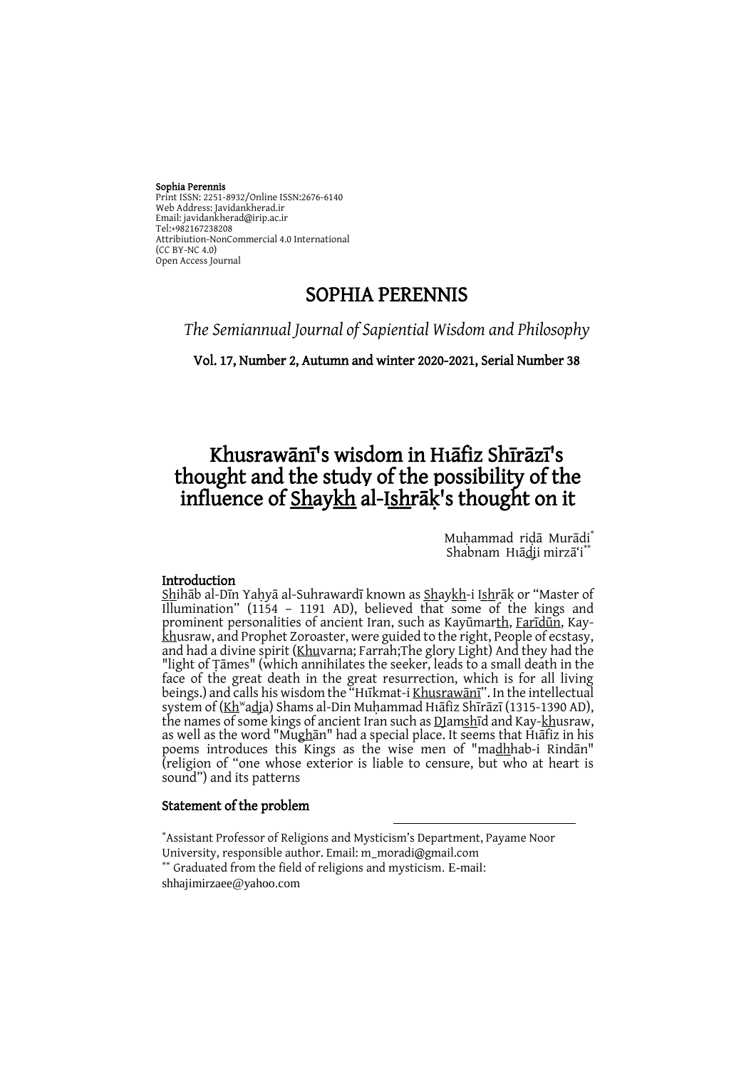**Sophia Perennis**
Print ISSN: 2251-8932/Online ISSN:2676-6140
Web Address: Javidankherad.ir
Email: javidankherad@irip.ac.ir
Tel:+982167238208
Attribiution-NonCommercial 4.0 International
(CC BY-NC 4.0)
Open Access Journal

# SOPHIA PERENNIS

*The Semiannual Journal of Sapiential Wisdom and Philosophy*

**Vol. 17, Number 2, Autumn and winter 2020-2021, Serial Number 38**

# Khusrawānī's wisdom in Hıāfiz Shīrāzī's thought and the study of the possibility of the influence of Shaykh al-Ishrāḳ's thought on it

Muḥammad riḍā Murādi[*]
Shabnam Hıādji mirzā'i[**]

## Introduction

Shihāb al-Dīn Yaḥyā al-Suhrawardī known as Shaykh-i Ishrāḳ or "Master of Illumination" (1154 – 1191 AD), believed that some of the kings and prominent personalities of ancient Iran, such as Kayūmarth, Farīdūn, Kay-khusraw, and Prophet Zoroaster, were guided to the right, People of ecstasy, and had a divine spirit (Khuvarna; Farrah;The glory Light) And they had the "light of Ṭāmes" (which annihilates the seeker, leads to a small death in the face of the great death in the great resurrection, which is for all living beings.) and calls his wisdom the "Hıīkmat-i Khusrawānī". In the intellectual system of (Khʷadja) Shams al-Din Muḥammad Hıāfiz Shīrāzī (1315-1390 AD), the names of some kings of ancient Iran such as DJamshīd and Kay-khusraw, as well as the word "Mughān" had a special place. It seems that Hıāfiz in his poems introduces this Kings as the wise men of "madhhab-i Rindān" (religion of "one whose exterior is liable to censure, but who at heart is sound") and its patterns

## Statement of the problem

[*]Assistant Professor of Religions and Mysticism's Department, Payame Noor University, responsible author. Email: m_moradi@gmail.com
[**] Graduated from the field of religions and mysticism. E-mail: shhajimirzaee@yahoo.com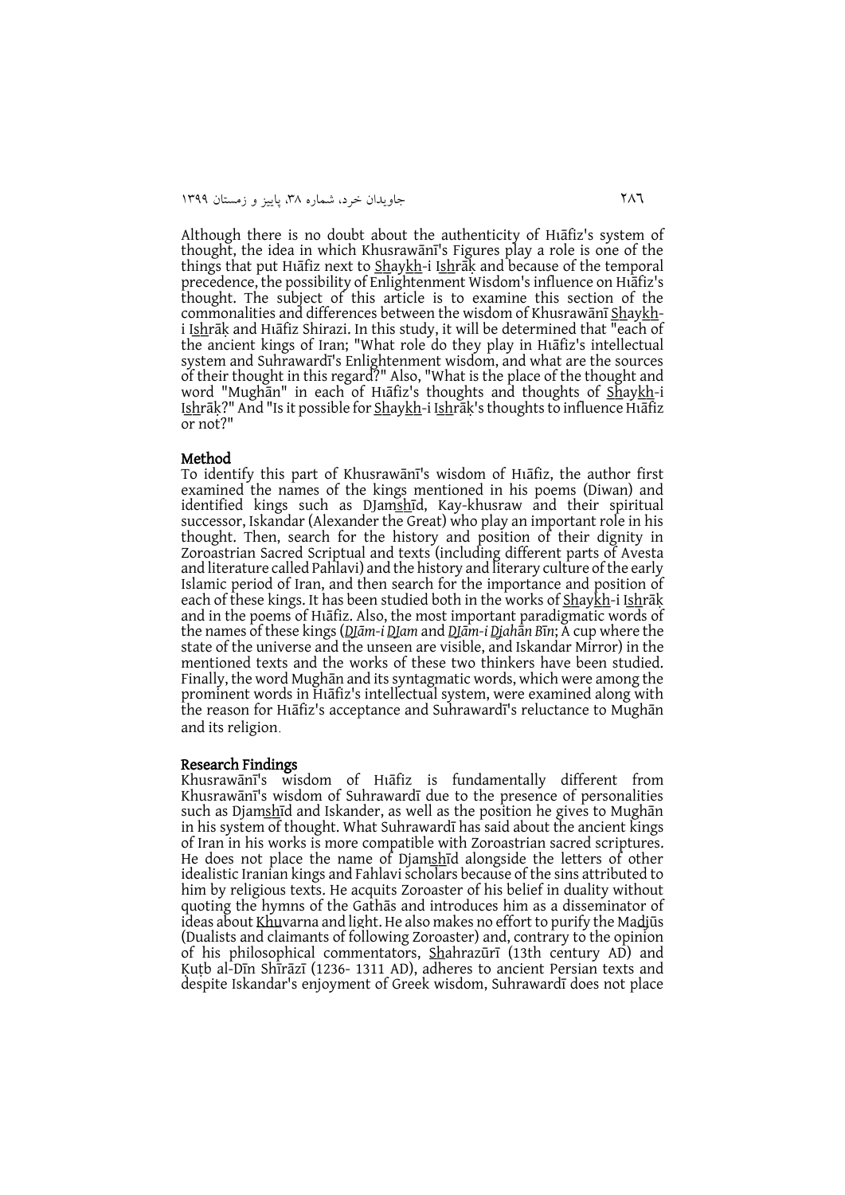Although there is no doubt about the authenticity of Hıāfiz's system of thought, the idea in which Khusrawānī's Figures play a role is one of the things that put Hıāfiz next to Shaykh-i Ishrāḳ and because of the temporal precedence, the possibility of Enlightenment Wisdom's influence on Hıāfiz's thought. The subject of this article is to examine this section of the commonalities and differences between the wisdom of Khusrawānī Shaykh-i Ishrāḳ and Hıāfiz Shirazi. In this study, it will be determined that "each of the ancient kings of Iran; "What role do they play in Hıāfiz's intellectual system and Suhrawardī's Enlightenment wisdom, and what are the sources of their thought in this regard?" Also, "What is the place of the thought and word "Mughān" in each of Hıāfiz's thoughts and thoughts of Shaykh-i Ishrāḳ?" And "Is it possible for Shaykh-i Ishrāḳ's thoughts to influence Hıāfiz or not?"

## Method

To identify this part of Khusrawānī's wisdom of Hıāfiz, the author first examined the names of the kings mentioned in his poems (Diwan) and identified kings such as DJamshīd, Kay-khusraw and their spiritual successor, Iskandar (Alexander the Great) who play an important role in his thought. Then, search for the history and position of their dignity in Zoroastrian Sacred Scriptual and texts (including different parts of Avesta and literature called Pahlavi) and the history and literary culture of the early Islamic period of Iran, and then search for the importance and position of each of these kings. It has been studied both in the works of Shaykh-i Ishrāḳ and in the poems of Hıāfiz. Also, the most important paradigmatic words of the names of these kings (*DJām-i DJam* and *DJām-i Djahān Bīn*; A cup where the state of the universe and the unseen are visible, and Iskandar Mirror) in the mentioned texts and the works of these two thinkers have been studied. Finally, the word Mughān and its syntagmatic words, which were among the prominent words in Hıāfiz's intellectual system, were examined along with the reason for Hıāfiz's acceptance and Suhrawardī's reluctance to Mughān and its religion.

## Research Findings

Khusrawānī's wisdom of Hıāfiz is fundamentally different from Khusrawānī's wisdom of Suhrawardī due to the presence of personalities such as Djamshīd and Iskander, as well as the position he gives to Mughān in his system of thought. What Suhrawardī has said about the ancient kings of Iran in his works is more compatible with Zoroastrian sacred scriptures. He does not place the name of Djamshīd alongside the letters of other idealistic Iranian kings and Fahlavi scholars because of the sins attributed to him by religious texts. He acquits Zoroaster of his belief in duality without quoting the hymns of the Gathās and introduces him as a disseminator of ideas about Khuvarna and light. He also makes no effort to purify the Madjūs (Dualists and claimants of following Zoroaster) and, contrary to the opinion of his philosophical commentators, Shahrazūrī (13th century AD) and Ḳuṭb al-Dīn Shīrāzī (1236- 1311 AD), adheres to ancient Persian texts and despite Iskandar's enjoyment of Greek wisdom, Suhrawardī does not place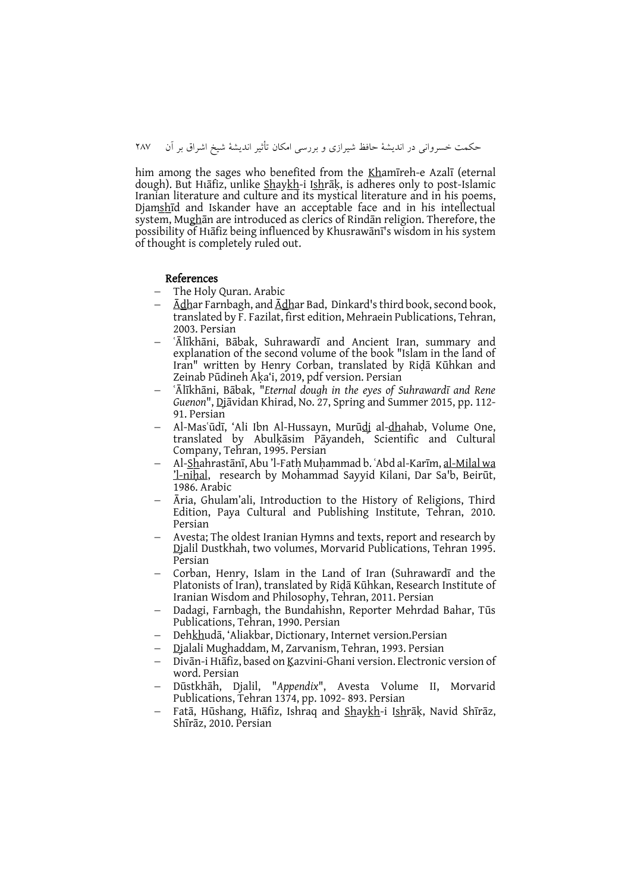him among the sages who benefited from the Khamīreh-e Azalī (eternal dough). But Hıāfiz, unlike Shaykh-i Ishrāķ, is adheres only to post-Islamic Iranian literature and culture and its mystical literature and in his poems, Djamshīd and Iskander have an acceptable face and in his intellectual system, Mughān are introduced as clerics of Rindān religion. Therefore, the possibility of Hıāfiz being influenced by Khusrawānī's wisdom in his system of thought is completely ruled out.

## References

- The Holy Quran. Arabic
- Ādhar Farnbagh, and Ādhar Bad, Dinkard's third book, second book, translated by F. Fazilat, first edition, Mehraein Publications, Tehran, 2003. Persian
- ʿĀlīkhāni, Bābak, Suhrawardī and Ancient Iran, summary and explanation of the second volume of the book "Islam in the land of Iran" written by Henry Corban, translated by Riḍā Kūhkan and Zeinab Pūdineh Aķa'i, 2019, pdf version. Persian
- ʿĀlīkhāni, Bābak, "*Eternal dough in the eyes of Suhrawardī and Rene Guenon*", Djāvidan Khirad, No. 27, Spring and Summer 2015, pp. 112-91. Persian
- Al-Masʿūdī, ʻAli Ibn Al-Hussayn, Murūdj al-dhahab, Volume One, translated by Abulķāsim Pāyandeh, Scientific and Cultural Company, Tehran, 1995. Persian
- Al-Shahrastānī, Abu ʼl-Fatḥ Muḥammad b. ʿAbd al-Karīm, al-Milal wa ʼl-niḥal, research by Mohammad Sayyid Kilani, Dar Sa'b, Beirūt, 1986. Arabic
- Āria, Ghulam'ali, Introduction to the History of Religions, Third Edition, Paya Cultural and Publishing Institute, Tehran, 2010. Persian
- Avesta; The oldest Iranian Hymns and texts, report and research by Djalil Dustkhah, two volumes, Morvarid Publications, Tehran 1995. Persian
- Corban, Henry, Islam in the Land of Iran (Suhrawardī and the Platonists of Iran), translated by Riḍā Kūhkan, Research Institute of Iranian Wisdom and Philosophy, Tehran, 2011. Persian
- Dadagi, Farnbagh, the Bundahishn, Reporter Mehrdad Bahar, Tūs Publications, Tehran, 1990. Persian
- Dehkhudā, ʻAliakbar, Dictionary, Internet version.Persian
- Djalali Mughaddam, M, Zarvanism, Tehran, 1993. Persian
- Divān-i Hıāfiz, based on Ķazvini-Ghani version. Electronic version of word. Persian
- Dūstkhāh, Djalil, "*Appendix*", Avesta Volume II, Morvarid Publications, Tehran 1374, pp. 1092- 893. Persian
- Fatā, Hūshang, Hıāfiz, Ishraq and Shaykh-i Ishrāķ, Navid Shīrāz, Shīrāz, 2010. Persian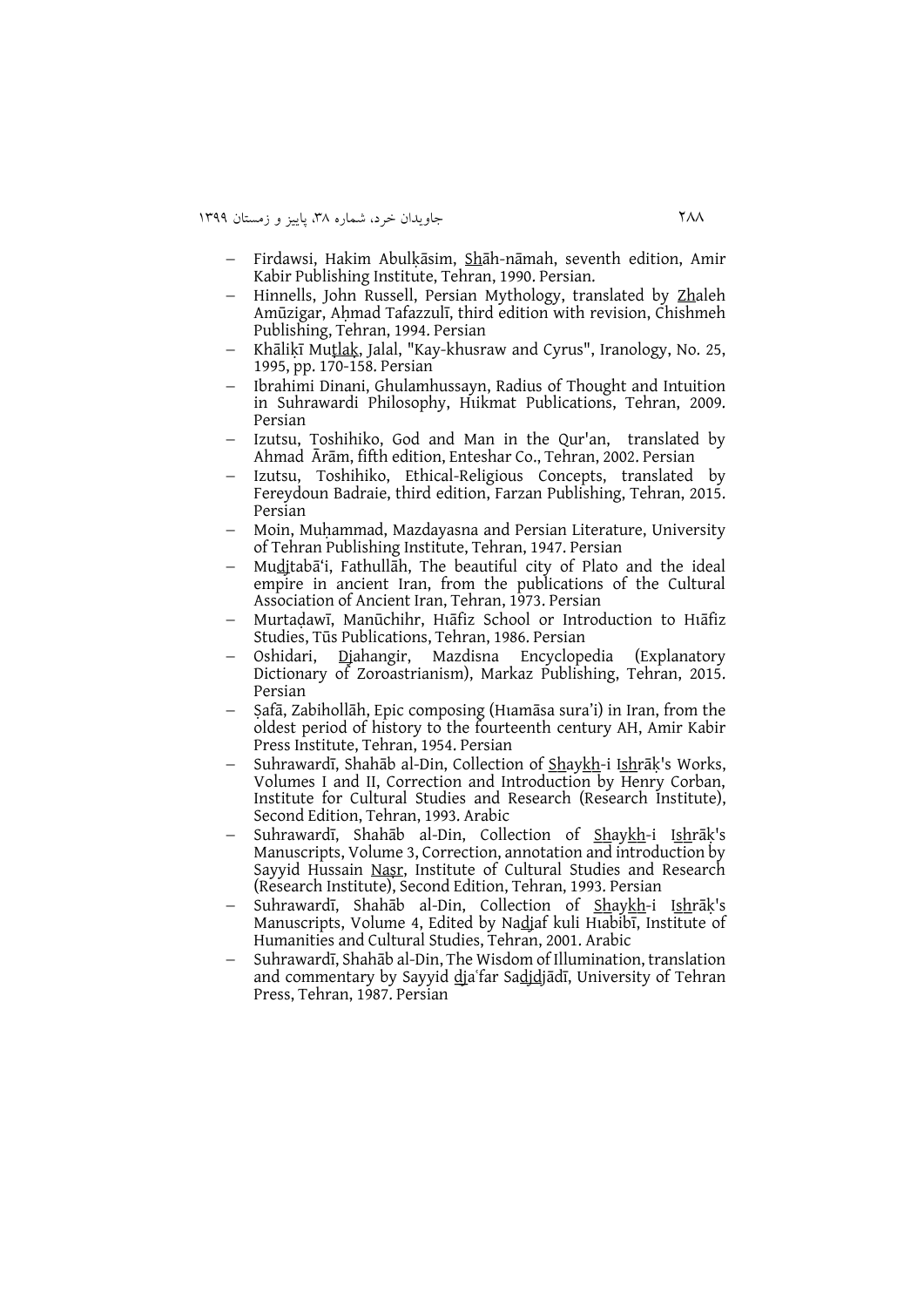- Firdawsi, Hakim Abulḳāsim, Shāh-nāmah, seventh edition, Amir Kabir Publishing Institute, Tehran, 1990. Persian.
- Hinnells, John Russell, Persian Mythology, translated by Zhaleh Amūzigar, Aḥmad Tafazzulī, third edition with revision, Chishmeh Publishing, Tehran, 1994. Persian
- Khāliḳī Muṭlaḳ, Jalal, "Kay-khusraw and Cyrus", Iranology, No. 25, 1995, pp. 170-158. Persian
- Ibrahimi Dinani, Ghulamhussayn, Radius of Thought and Intuition in Suhrawardi Philosophy, Hıikmat Publications, Tehran, 2009. Persian
- Izutsu, Toshihiko, God and Man in the Qur'an, translated by Ahmad Ārām, fifth edition, Enteshar Co., Tehran, 2002. Persian
- Izutsu, Toshihiko, Ethical-Religious Concepts, translated by Fereydoun Badraie, third edition, Farzan Publishing, Tehran, 2015. Persian
- Moin, Muḥammad, Mazdayasna and Persian Literature, University of Tehran Publishing Institute, Tehran, 1947. Persian
- Mudjtabā'i, Fathullāh, The beautiful city of Plato and the ideal empire in ancient Iran, from the publications of the Cultural Association of Ancient Iran, Tehran, 1973. Persian
- Murtaḍawī, Manūchihr, Hıāfiz School or Introduction to Hıāfiz Studies, Tūs Publications, Tehran, 1986. Persian
- Oshidari, Djahangir, Mazdisna Encyclopedia (Explanatory Dictionary of Zoroastrianism), Markaz Publishing, Tehran, 2015. Persian
- Ṣafā, Zabihollāh, Epic composing (Hıamāsa sura'i) in Iran, from the oldest period of history to the fourteenth century AH, Amir Kabir Press Institute, Tehran, 1954. Persian
- Suhrawardī, Shahāb al-Din, Collection of Shaykh-i Ishrāḳ's Works, Volumes I and II, Correction and Introduction by Henry Corban, Institute for Cultural Studies and Research (Research Institute), Second Edition, Tehran, 1993. Arabic
- Suhrawardī, Shahāb al-Din, Collection of Shaykh-i Ishrāḳ's Manuscripts, Volume 3, Correction, annotation and introduction by Sayyid Hussain Naṣr, Institute of Cultural Studies and Research (Research Institute), Second Edition, Tehran, 1993. Persian
- Suhrawardī, Shahāb al-Din, Collection of Shaykh-i Ishrāḳ's Manuscripts, Volume 4, Edited by Nadjaf kuli Hıabibī, Institute of Humanities and Cultural Studies, Tehran, 2001. Arabic
- Suhrawardī, Shahāb al-Din, The Wisdom of Illumination, translation and commentary by Sayyid djaʿfar Sadjdjādī, University of Tehran Press, Tehran, 1987. Persian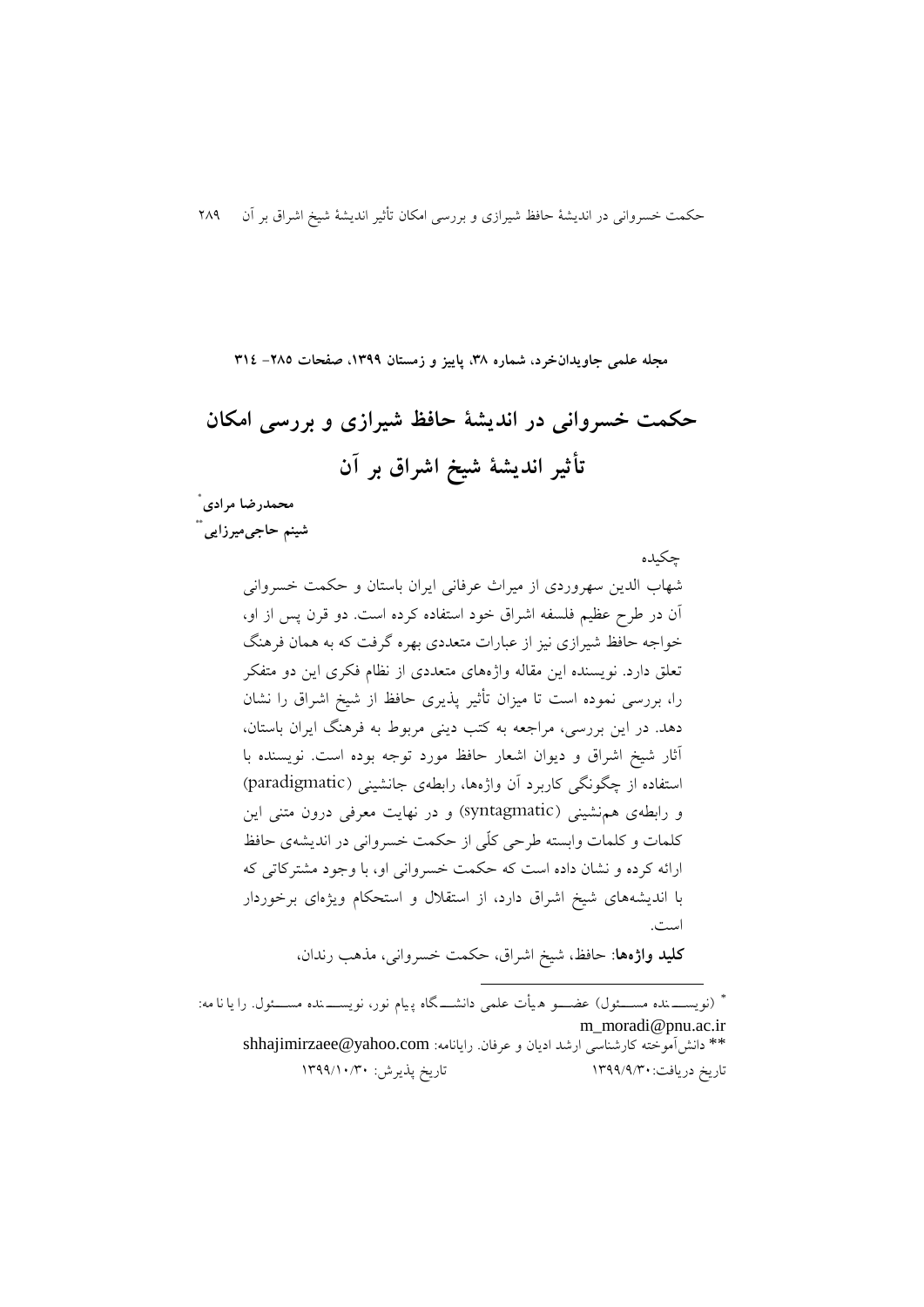مجله علمی جاویدان‌خرد، شماره ۳۸، پاییز و زمستان ۱۳۹۹، صفحات ۲۸۵- ۳۱٤

# حکمت خسروانی در اندیشهٔ حافظ شیرازی و بررسی امکان تأثیر اندیشهٔ شیخ اشراق بر آن

**محمدرضا مرادی** [*]

**شینم حاجی‌میرزایی** [**]

چکیده

شهاب الدین سهروردی از میراث عرفانی ایران باستان و حکمت خسروانی آن در طرح عظیم فلسفه اشراق خود استفاده کرده است. دو قرن پس از او، خواجه حافظ شیرازی نیز از عبارات متعددی بهره گرفت که به همان فرهنگ تعلق دارد. نویسنده این مقاله واژه‌های متعددی از نظام فکری این دو متفکر را، بررسی نموده است تا میزان تأثیر پذیری حافظ از شیخ اشراق را نشان دهد. در این بررسی، مراجعه به کتب دینی مربوط به فرهنگ ایران باستان، آثار شیخ اشراق و دیوان اشعار حافظ مورد توجه بوده است. نویسنده با استفاده از چگونگی کاربرد آن واژه‌ها، رابطه‌ی جانشینی (paradigmatic) و رابطه‌ی هم‌نشینی (syntagmatic) و در نهایت معرفی درون متنی این کلمات و کلمات وابسته طرحی کلّی از حکمت خسروانی در اندیشه‌ی حافظ ارائه کرده و نشان داده است که حکمت خسروانی او، با وجود مشترکاتی که با اندیشه‌های شیخ اشراق دارد، از استقلال و استحکام ویژه‌ای برخوردار است.

**کلید واژه‌ها**: حافظ، شیخ اشراق، حکمت خسروانی، مذهب رندان،

---

[*] (نویسنده مسئول) عضو هیأت علمی دانشگاه پیام نور، نویسنده مسئول. رایانامه: m_moradi@pnu.ac.ir

[**] دانش‌آموخته کارشناسی ارشد ادیان و عرفان. رایانامه: shhajimirzaee@yahoo.com

تاریخ دریافت: ۱۳۹۹/۹/۳۰ تاریخ پذیرش: ۱۳۹۹/۱۰/۳۰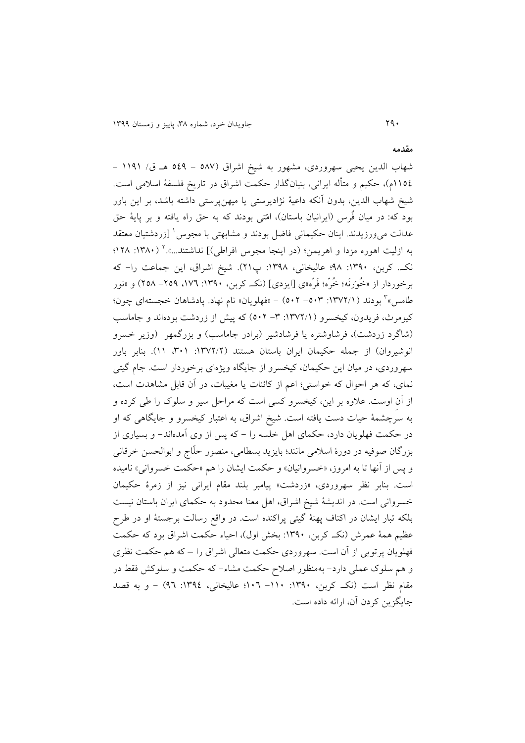**مقدمه**

شهاب الدین یحیی سهروردی، مشهور به شیخ اشراق (۵۸۷ – ۵٤۹ هـ ق/ ۱۱۹۱ – ۱۱۵٤م)، حکیم و متألّه ایرانی، بنیان‌گذار حکمت اشراق در تاریخ فلسفهٔ اسلامی است. شیخ شهاب الدین، بدون آنکه داعیهٔ نژادپرستی یا میهن‌پرستی داشته باشد، بر این باور بود که: در میان فُرس (ایرانیان باستان)، امّتی بودند که به حق راه یافته و بر پایهٔ حق عدالت می‌ورزیدند. اینان حکیمانی فاضل بودند و مشابهتی با مجوس[1] [زردشتیان معتقد به ازلیت اهوره مزدا و اهریمن؛ (در اینجا مجوس افراطی)] نداشتند...».[2] (۱۳۸۰: ۱۲۸؛ نکـ. کربن، ۱۳۹۰: ۹۸؛ عالیخانی، ۱۳۹۸: پ۲۱). شیخ اشراق، این جماعت را- که برخوردار از «خُوَرنَه؛ خُرّه؛ فَرّه»ی [ایزدی] (نکـ کربن، ۱۳۹۰: ۱۷٦، ۲۵۹- ۲۵۸) و «نور طامس»[3] بودند (۱۳۷۲/۱: ۵۰۳- ۵۰۲) – «فهلویان» نام نهاد. پادشاهان خجسته‌ای چون؛ کیومرث، فریدون، کیخسرو (۱۳۷۲/۱: ۳- ۵۰۲) که پیش از زردشت بوده‌اند و جاماسب (شاگرد زردشت)، فرشاوشتره یا فرشادشیر (برادر جاماسب) و بزرگمهر (وزیر خسرو انوشیروان) از جمله حکیمان ایران باستان هستند (۱۳۷۲/۲: ۳۰۱، ۱۱). بنابر باور سهروردی، در میان این حکیمان، کیخسرو از جایگاه ویژه‌ای برخوردار است. جام گیتی نمای، که هر احوال که خواستی؛ اعم از کائنات یا مغیبات، در آن قابل مشاهدت است، از آنِ اوست. علاوه بر این، کیخسرو کسی است که مراحل سیر و سلوک را طی کرده و به سرِچشمهٔ حیات دست یافته است. شیخ اشراق، به اعتبار کیخسرو و جایگاهی که او در حکمت فهلویان دارد، حکمای اهل خلسه را – که پس از وی آمده‌اند- و بسیاری از بزرگان صوفیه در دورهٔ اسلامی مانند؛ بایزید بسطامی، منصور حلّاج و ابوالحسن خرقانی و پس از آنها تا به امروز، «خسروانیان» و حکمت ایشان را هم «حکمت خسروانی» نامیده است. بنابر نظر سهروردی، «زردشت» پیامبر بلند مقام ایرانی نیز از زمرهٔ حکیمان خسروانی است. در اندیشهٔ شیخ اشراق، اهل معنا محدود به حکمای ایران باستان نیست بلکه تبار ایشان در اکناف پهنهٔ گیتی پراکنده است. در واقع رسالت برجستهٔ او در طرح عظیم همهٔ عمرش (نکـ کربن، ۱۳۹۰: بخش اول)، احیاء حکمت اشراق بود که حکمت فهلویان پرتویی از آن است. سهروردی حکمت متعالی اشراق را – که هم حکمت نظری و هم سلوک عملی دارد- به‌منظور اصلاح حکمت مشاء- که حکمت و سلوکش فقط در مقام نظر است (نکـ کربن، ۱۳۹۰: ۱۱۰- ۱۰٦؛ عالیخانی، ۱۳۹٤: ۹٦) – و به قصد جایگزین کردن آن، ارائه داده است.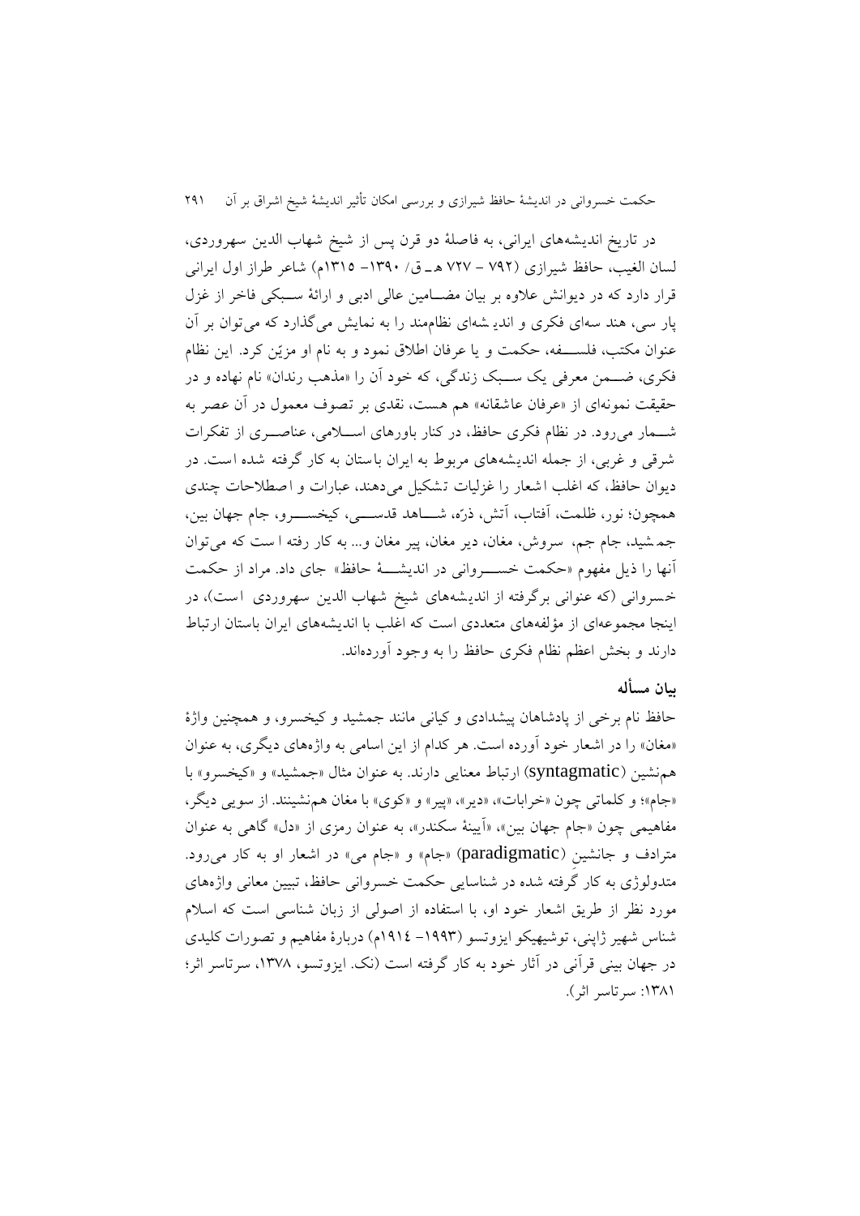در تاریخ اندیشه‌های ایرانی، به فاصلهٔ دو قرن پس از شیخ شهاب الدین سهروردی، لسان الغیب، حافظ شیرازی (۷۹۲ – ۷۲۷ هـ ـ ق/ ۱۳۹۰– ۱۳۱۵م) شاعر طراز اول ایرانی قرار دارد که در دیوانش علاوه بر بیان مضـامین عالی ادبی و ارائهٔ سـبکی فاخر از غزل پار سی، هند سه‌ای فکری و اندی شه‌ای نظام‌مند را به نمایش می‌گذارد که می‌توان بر آن عنوان مکتب، فلسـفه، حکمت و یا عرفان اطلاق نمود و به نام او مزیّن کرد. این نظام فکری، ضـمن معرفی یک سـبک زندگی، که خود آن را «مذهب رندان» نام نهاده و در حقیقت نمونه‌ای از «عرفان عاشقانه» هم هست، نقدی بر تصوف معمول در آن عصر به شـمار می‌رود. در نظام فکری حافظ، در کنار باورهای اسـلامی، عناصـری از تفکرات شرقی و غربی، از جمله اندیشه‌های مربوط به ایران باستان به کار گرفته شده است. در دیوان حافظ، که اغلب اشعار را غزلیات تشکیل می‌دهند، عبارات و اصطلاحات چندی همچون؛ نور، ظلمت، آفتاب، آتش، ذرّه، شـاهد قدسـی، کیخسـرو، جام جهان بین، جم‌شید، جام جم، سروش، مغان، دیر مغان، پیر مغان و... به کار رفته است که می‌توان آنها را ذیل مفهوم «حکمت خسـروانی در اندیشـهٔ حافظ» جای داد. مراد از حکمت خسروانی (که عنوانی برگرفته از اندیشه‌های شیخ شهاب الدین سهروردی است)، در اینجا مجموعه‌ای از مؤلفه‌های متعددی است که اغلب با اندیشه‌های ایران باستان ارتباط دارند و بخش اعظم نظام فکری حافظ را به وجود آورده‌اند.

## بیان مسأله

حافظ نام برخی از پادشاهان پیشدادی و کیانی مانند جمشید و کیخسرو، و همچنین واژهٔ «مغان» را در اشعار خود آورده است. هر کدام از این اسامی به واژه‌های دیگری، به عنوان هم‌نشین (syntagmatic) ارتباط معنایی دارند. به عنوان مثال «جمشید» و «کیخسرو» با «جام»؛ و کلماتی چون «خرابات»، «دیر»، «پیر» و «کوی» با مغان هم‌نشینند. از سویی دیگر، مفاهیمی چون «جام جهان بین»، «آیینهٔ سکندر»، به عنوان رمزی از «دل» گاهی به عنوان مترادف و جانشین (paradigmatic) «جام» و «جام می» در اشعار او به کار می‌رود. متدولوژی به کار گرفته شده در شناسایی حکمت خسروانی حافظ، تبیین معانی واژه‌های مورد نظر از طریق اشعار خود او، با استفاده از اصولی از زبان شناسی است که اسلام شناس شهیر ژاپنی، توشیهیکو ایزوتسو (۱۹۹۳– ۱۹۱۴م) دربارهٔ مفاهیم و تصورات کلیدی در جهان بینی قرآنی در آثار خود به کار گرفته است (نک. ایزوتسو، ۱۳۷۸، سرتاسر اثر؛ ۱۳۸۱: سرتاسر اثر).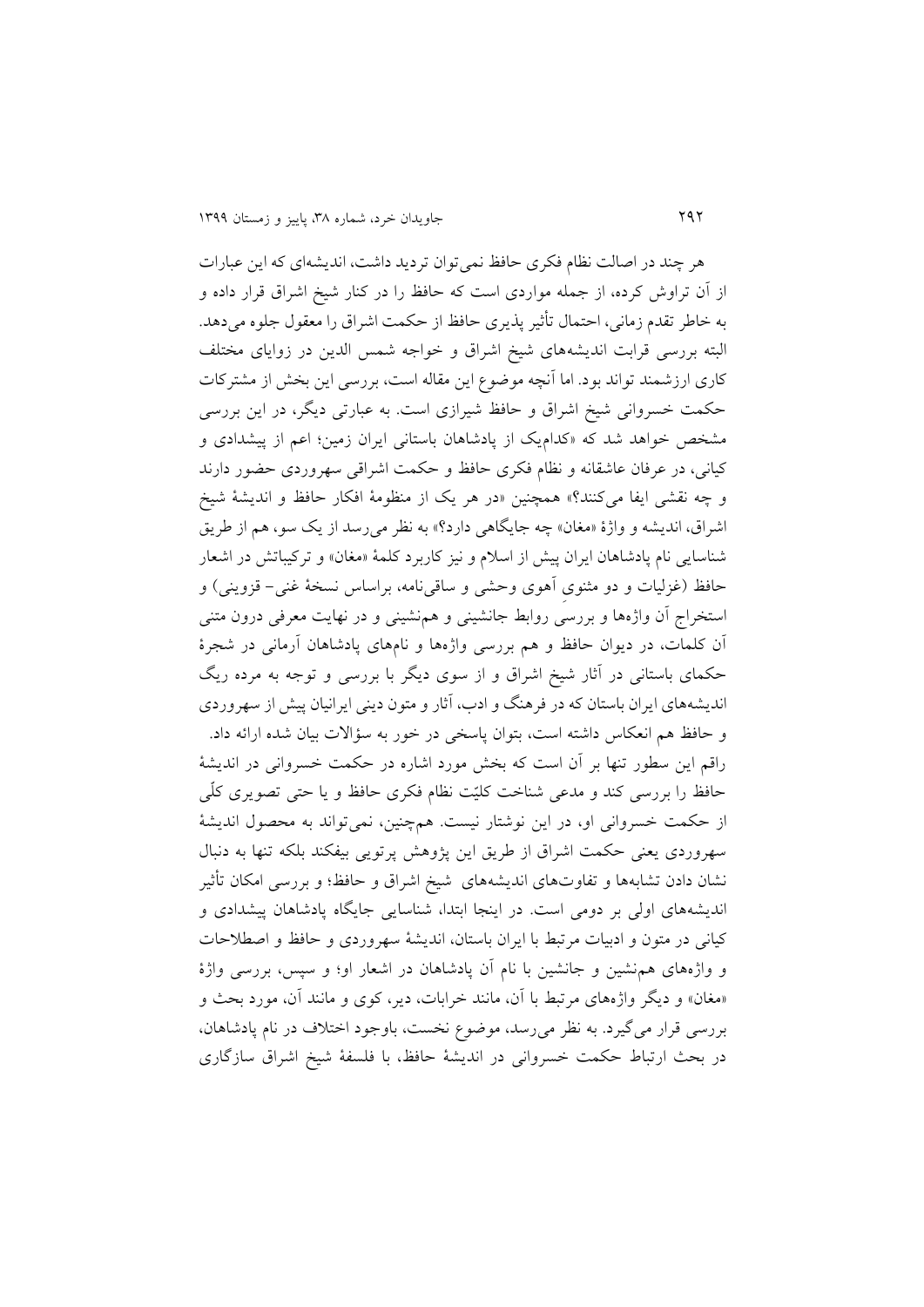هر چند در اصالت نظام فکری حافظ نمی‌توان تردید داشت، اندیشه‌ای که این عبارات از آن تراوش کرده، از جمله مواردی است که حافظ را در کنار شیخ اشراق قرار داده و به خاطر تقدم زمانی، احتمال تأثیر پذیری حافظ از حکمت اشراق را معقول جلوه می‌دهد. البته بررسی قرابت اندیشه‌های شیخ اشراق و خواجه شمس الدین در زوایای مختلف کاری ارزشمند تواند بود. اما آنچه موضوع این مقاله است، بررسی این بخش از مشترکات حکمت خسروانی شیخ اشراق و حافظ شیرازی است. به عبارتی دیگر، در این بررسی مشخص خواهد شد که «کدام‌یک از پادشاهان باستانی ایران زمین؛ اعم از پیشدادی و کیانی، در عرفان عاشقانه و نظام فکری حافظ و حکمت اشراقی سهروردی حضور دارند و چه نقشی ایفا می‌کنند؟» همچنین «در هر یک از منظومهٔ افکار حافظ و اندیشهٔ شیخ اشراق، اندیشه و واژهٔ «مغان» چه جایگاهی دارد؟» به نظر می‌رسد از یک سو، هم از طریق شناسایی نام پادشاهان ایران پیش از اسلام و نیز کاربرد کلمهٔ «مغان» و ترکیباتش در اشعار حافظ (غزلیات و دو مثنوی آهوی وحشی و ساقی‌نامه، براساس نسخهٔ غنی- قزوینی) و استخراج آن واژه‌ها و بررسی روابط جانشینی و هم‌نشینی و در نهایت معرفی درون متنی آن کلمات، در دیوان حافظ و هم بررسی واژه‌ها و نام‌های پادشاهان آرمانی در شجرهٔ حکمای باستانی در آثار شیخ اشراق و از سوی دیگر با بررسی و توجه به مرده ریگ اندیشه‌های ایران باستان که در فرهنگ و ادب، آثار و متون دینی ایرانیان پیش از سهروردی و حافظ هم انعکاس داشته است، بتوان پاسخی در خور به سؤالات بیان شده ارائه داد.

راقم این سطور تنها بر آن است که بخش مورد اشاره در حکمت خسروانی در اندیشهٔ حافظ را بررسی کند و مدعی شناخت کلیّت نظام فکری حافظ و یا حتی تصویری کلّی از حکمت خسروانی او، در این نوشتار نیست. همچنین، نمی‌تواند به محصول اندیشهٔ سهروردی یعنی حکمت اشراق از طریق این پژوهش پرتویی بیفکند بلکه تنها به دنبال نشان دادن تشابه‌ها و تفاوت‌های اندیشه‌های شیخ اشراق و حافظ؛ و بررسی امکان تأثیر اندیشه‌های اولی بر دومی است. در اینجا ابتدا، شناسایی جایگاه پادشاهان پیشدادی و کیانی در متون و ادبیات مرتبط با ایران باستان، اندیشهٔ سهروردی و حافظ و اصطلاحات و واژه‌های هم‌نشین و جانشین با نام آن پادشاهان در اشعار او؛ و سپس، بررسی واژهٔ «مغان» و دیگر واژه‌های مرتبط با آن، مانند خرابات، دیر، کوی و مانند آن، مورد بحث و بررسی قرار می‌گیرد. به نظر می‌رسد، موضوع نخست، باوجود اختلاف در نام پادشاهان، در بحث ارتباط حکمت خسروانی در اندیشهٔ حافظ، با فلسفهٔ شیخ اشراق سازگاری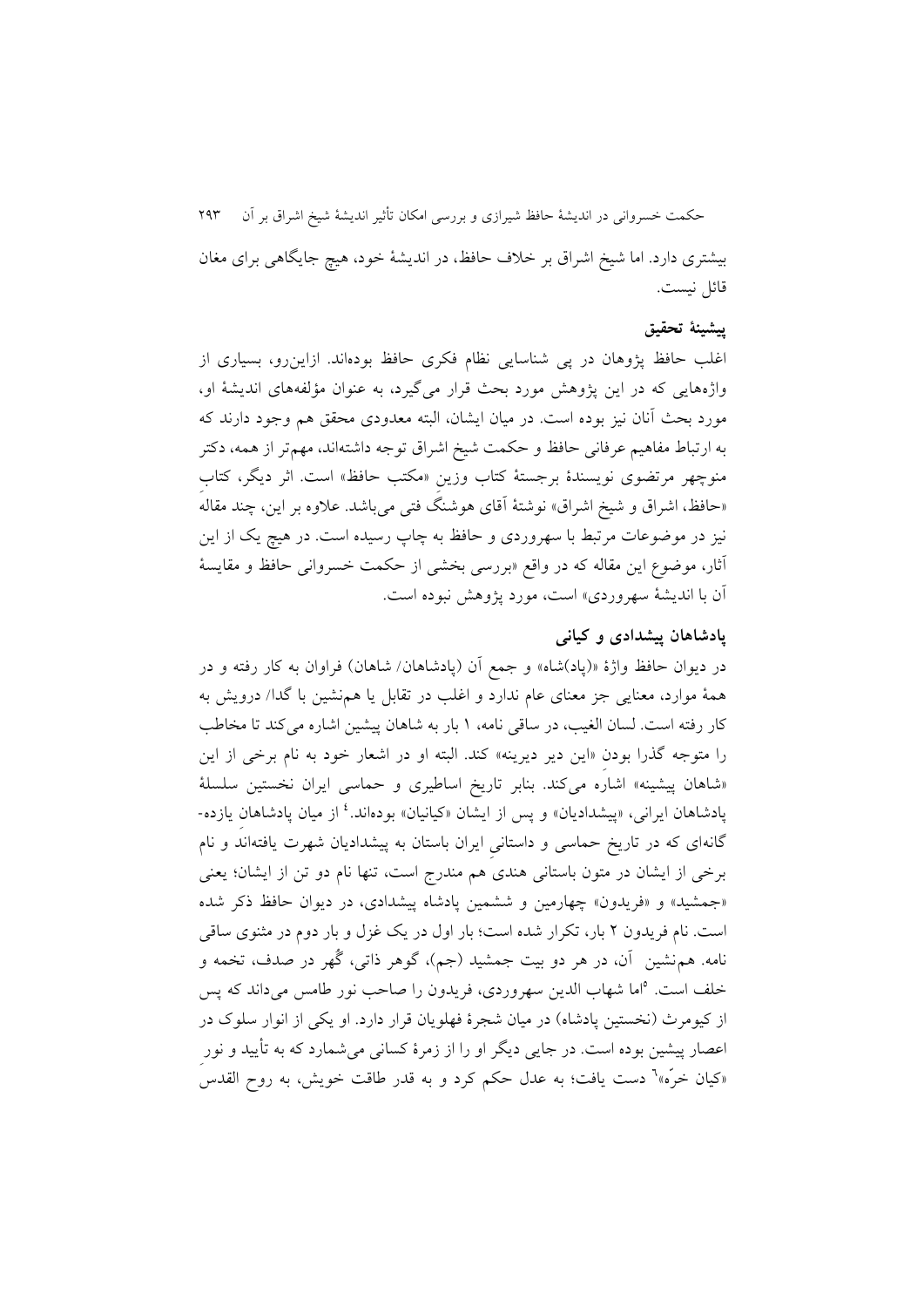بیشتری دارد. اما شیخ اشراق بر خلاف حافظ، در اندیشهٔ خود، هیچ جایگاهی برای مغان قائل نیست.

## پیشینهٔ تحقیق

اغلب حافظ پژوهان در پی شناسایی نظام فکری حافظ بوده‌اند. ازاین‌رو، بسیاری از واژه‌هایی که در این پژوهش مورد بحث قرار می‌گیرد، به عنوان مؤلفه‌های اندیشهٔ او، مورد بحث آنان نیز بوده است. در میان ایشان، البته معدودی محقق هم وجود دارند که به ارتباط مفاهیم عرفانی حافظ و حکمت شیخ اشراق توجه داشته‌اند، مهم‌تر از همه، دکتر منوچهر مرتضوی نویسندهٔ برجستهٔ کتاب وزین «مکتب حافظ» است. اثر دیگر، کتاب «حافظ، اشراق و شیخ اشراق» نوشتهٔ آقای هوشنگ فتی می‌باشد. علاوه بر این، چند مقاله نیز در موضوعات مرتبط با سهروردی و حافظ به چاپ رسیده است. در هیچ یک از این آثار، موضوع این مقاله که در واقع «بررسی بخشی از حکمت خسروانی حافظ و مقایسهٔ آن با اندیشهٔ سهروردی» است، مورد پژوهش نبوده است.

## پادشاهان پیشدادی و کیانی

در دیوان حافظ واژهٔ «(پاد)شاه» و جمع آن (پادشاهان/ شاهان) فراوان به کار رفته و در همهٔ موارد، معنایی جز معنای عام ندارد و اغلب در تقابل یا هم‌نشین با گدا/ درویش به کار رفته است. لسان الغیب، در ساقی نامه، ۱ بار به شاهان پیشین اشاره می‌کند تا مخاطب را متوجه گذرا بودن «این دیر دیرینه» کند. البته او در اشعار خود به نام برخی از این «شاهان پیشینه» اشاره می‌کند. بنابر تاریخ اساطیری و حماسی ایران نخستین سلسلهٔ پادشاهان ایرانی، «پیشدادیان» و پس از ایشان «کیانیان» بوده‌اند.[4] از میان پادشاهان یازده‌گانه‌ای که در تاریخ حماسی و داستانی ایران باستان به پیشدادیان شهرت یافته‌اند و نام برخی از ایشان در متون باستانی هندی هم مندرج است، تنها نام دو تن از ایشان؛ یعنی «جمشید» و «فریدون» چهارمین و ششمین پادشاه پیشدادی، در دیوان حافظ ذکر شده است. نام فریدون ۲ بار، تکرار شده است؛ بار اول در یک غزل و بار دوم در مثنوی ساقی نامه. هم‌نشین آن، در هر دو بیت جمشید (جم)، گوهر ذاتی، گُهر در صدف، تخمه و خلف است. [5]اما شهاب الدین سهروردی، فریدون را صاحب نور طامس می‌داند که پس از کیومرث (نخستین پادشاه) در میان شجرهٔ فهلویان قرار دارد. او یکی از انوار سلوک در اعصار پیشین بوده است. در جایی دیگر او را از زمرهٔ کسانی می‌شمارد که به تأیید و نور «کیان خرّه»[6] دست یافت؛ به عدل حکم کرد و به قدر طاقت خویش، به روح القدس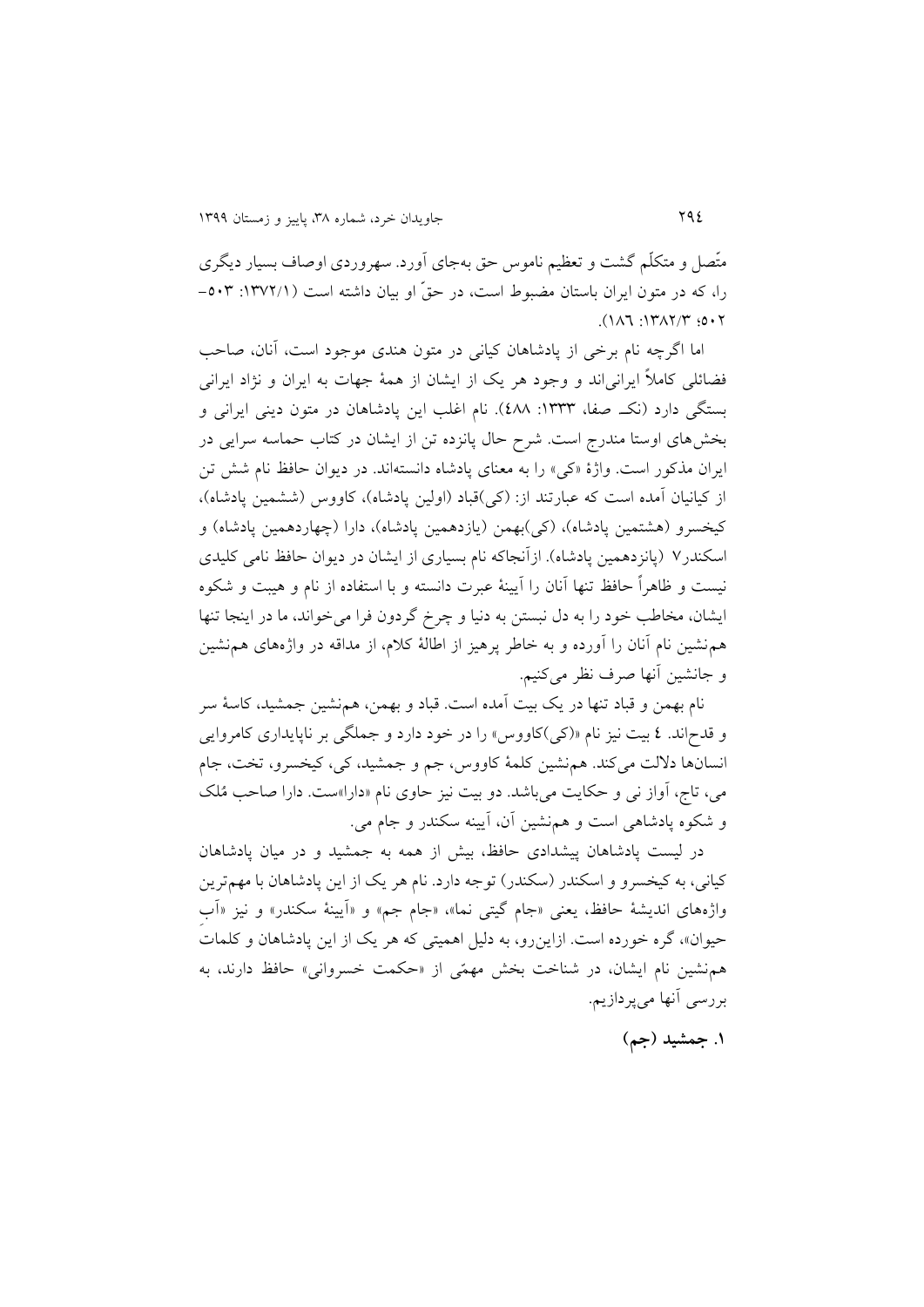متّصل و متکلّم گشت و تعظیم ناموس حق به‌جای آورد. سهروردی اوصاف بسیار دیگری را، که در متون ایران باستان مضبوط است، در حقّ او بیان داشته است (۱۳۷۲/۱: ۵۰۳-۵۰۲؛ ۱۳۸۲/۳: ۱۸۶).

اما اگرچه نام برخی از پادشاهان کیانی در متون هندی موجود است، آنان، صاحب فضائلی کاملاً ایرانی‌اند و وجود هر یک از ایشان از همهٔ جهات به ایران و نژاد ایرانی بستگی دارد (نکـ صفا، ۱۳۳۳: ٤٨٨). نام اغلب این پادشاهان در متون دینی ایرانی و بخش‌های اوستا مندرج است. شرح حال پانزده تن از ایشان در کتاب حماسه سرایی در ایران مذکور است. واژهٔ «کی» را به معنای پادشاه دانسته‌اند. در دیوان حافظ نام شش تن از کیانیان آمده است که عبارتند از: (کی)قباد (اولین پادشاه)، کاووس (ششمین پادشاه)، کیخسرو (هشتمین پادشاه)، (کی)بهمن (یازدهمین پادشاه)، دارا (چهاردهمین پادشاه) و اسکندر۷ (پانزدهمین پادشاه). ازآنجاکه نام بسیاری از ایشان در دیوان حافظ نامی کلیدی نیست و ظاهراً حافظ تنها آنان را آیینهٔ عبرت دانسته و با استفاده از نام و هیبت و شکوه ایشان، مخاطب خود را به دل نبستن به دنیا و چرخ گردون فرا می‌خواند، ما در اینجا تنها هم‌نشین نام آنان را آورده و به خاطر پرهیز از اطالهٔ کلام، از مداقه در واژه‌های هم‌نشین و جانشین آنها صرف نظر می‌کنیم.

نام بهمن و قباد تنها در یک بیت آمده است. قباد و بهمن، هم‌نشین جمشید، کاسهٔ سر و قدح‌اند. ٤ بیت نیز نام «(کی)کاووس» را در خود دارد و جملگی بر ناپایداری کامروایی انسان‌ها دلالت می‌کند. هم‌نشین کلمهٔ کاووس، جم و جمشید، کی، کیخسرو، تخت، جام می، تاج، آواز نی و حکایت می‌باشد. دو بیت نیز حاوی نام «دارا»ست. دارا صاحب مُلک و شکوه پادشاهی است و هم‌نشین آن، آیینه سکندر و جام می.

در لیست پادشاهان پیشدادی حافظ، بیش از همه به جمشید و در میان پادشاهان کیانی، به کیخسرو و اسکندر (سکندر) توجه دارد. نام هر یک از این پادشاهان با مهم‌ترین واژه‌های اندیشهٔ حافظ، یعنی «جام گیتی نما»، «جام جم» و «آیینهٔ سکندر» و نیز «آبِ حیوان»، گره خورده است. ازاین‌رو، به دلیل اهمیتی که هر یک از این پادشاهان و کلمات هم‌نشین نام ایشان، در شناخت بخش مهمّی از «حکمت خسروانی» حافظ دارند، به بررسی آنها می‌پردازیم.

### ۱. جمشید (جم)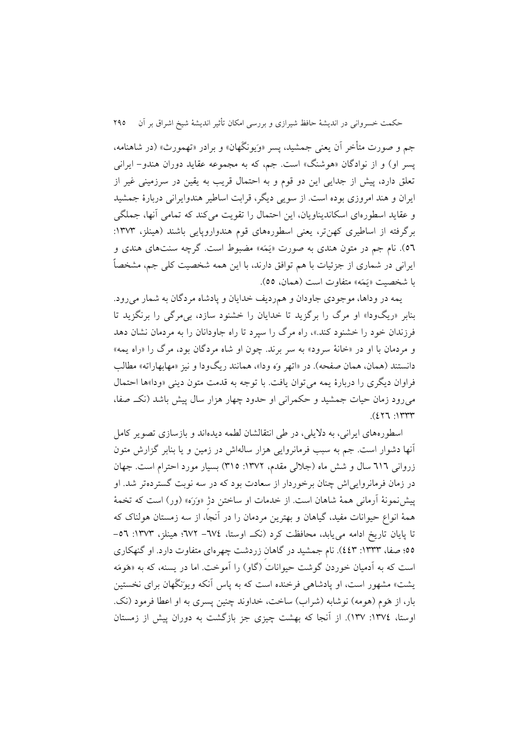جم و صورت متأخر آن یعنی جمشید، پسر «وَیونگهان» و برادر «تهمورث» (در شاهنامه، پسر او) و از نوادگان «هوشنگ» است. جم، که به مجموعه عقاید دوران هندو- ایرانی تعلق دارد، پیش از جدایی این دو قوم و به احتمال قریب به یقین در سرزمینی غیر از ایران و هند امروزی بوده است. از سویی دیگر، قرابت اساطیر هندوایرانی دربارۀ جمشید و عقاید اسطوره‌ای اسکاندیناویان، این احتمال را تقویت می‌کند که تمامی آنها، جملگی برگرفته از اساطیری کهن‌تر، یعنی اسطوره‌های قوم هندواروپایی باشند (هینلز، ۱۳۷۳: ۵۶). نام جم در متون هندی به صورت «یَمَه» مضبوط است. گرچه سنت‌های هندی و ایرانی در شماری از جزئیات با هم توافق دارند، با این همه شخصیت کلی جم، مشخصاً با شخصیت «یَمَه» متفاوت است (همان، ۵۵).

یمه در وداها، موجودی جاودان و هم‌ردیف خدایان و پادشاه مردگان به شمار می‌رود. بنابر «ریگ‌ودا» او مرگ را برگزید تا خدایان را خشنود سازد، بی‌مرگی را برنگزید تا فرزندان خود را خشنود کند.»، راه مرگ را سپرد تا راه جاودانان را به مردمان نشان دهد و مردمان با او در «خانۀ سرود» به سر برند. چون او شاه مردگان بود، مرگ را «راه یمه» دانستند (همان، همان صفحه). در «اتهر وَه ودا»، همانند ریگ‌ودا و نیز «مهابهاراته» مطالب فراوان دیگری را دربارۀ یمه می‌توان یافت. با توجه به قدمت متون دینی «ودا»ها احتمال می‌رود زمان حیات جمشید و حکمرانی او حدود چهار هزار سال پیش باشد (نکـ صفا، ۱۳۳۳: ۴۲۶).

اسطوره‌های ایرانی، به دلایلی، در طی انتقالشان لطمه دیده‌اند و بازسازی تصویر کامل آنها دشوار است. جم به سبب فرمانروایی هزار ساله‌اش در زمین و یا بنابر گزارش متون زروانی ۶۱۶ سال و شش ماه (جلالی مقدم، ۱۳۷۲: ۳۱۵) بسیار مورد احترام است. جهان در زمان فرمانروایی‌اش چنان برخوردار از سعادت بود که در سه نوبت گسترده‌تر شد. او پیش‌نمونۀ آرمانی همۀ شاهان است. از خدمات او ساختن دژ «وَرَه» (ور) است که تخمۀ همۀ انواع حیوانات مفید، گیاهان و بهترین مردمان را در آنجا، از سه زمستان هولناک که تا پایان تاریخ ادامه می‌یابد، محافظت کرد (نکـ اوستا، ۶۷۴- ۶۷۲؛ هینلز، ۱۳۷۳: ۵۶- ۵۵؛ صفا، ۱۳۳۳: ۴۴۳). نام جمشید در گاهان زردشت چهره‌ای متفاوت دارد. او گنهکاری است که به آدمیان خوردن گوشت حیوانات (گاو) را آموخت. اما در یسنه، که به «هَومَه یشت» مشهور است، او پادشاهی فرخنده است که به پاس آنکه ویوَنگهان برای نخستین بار، از هَوم (هومه) نوشابه (شراب) ساخت، خداوند چنین پسری به او اعطا فرمود (نک. اوستا، ۱۳۷۴: ۱۳۷). از آنجا که بهشت چیزی جز بازگشت به دوران پیش از زمستان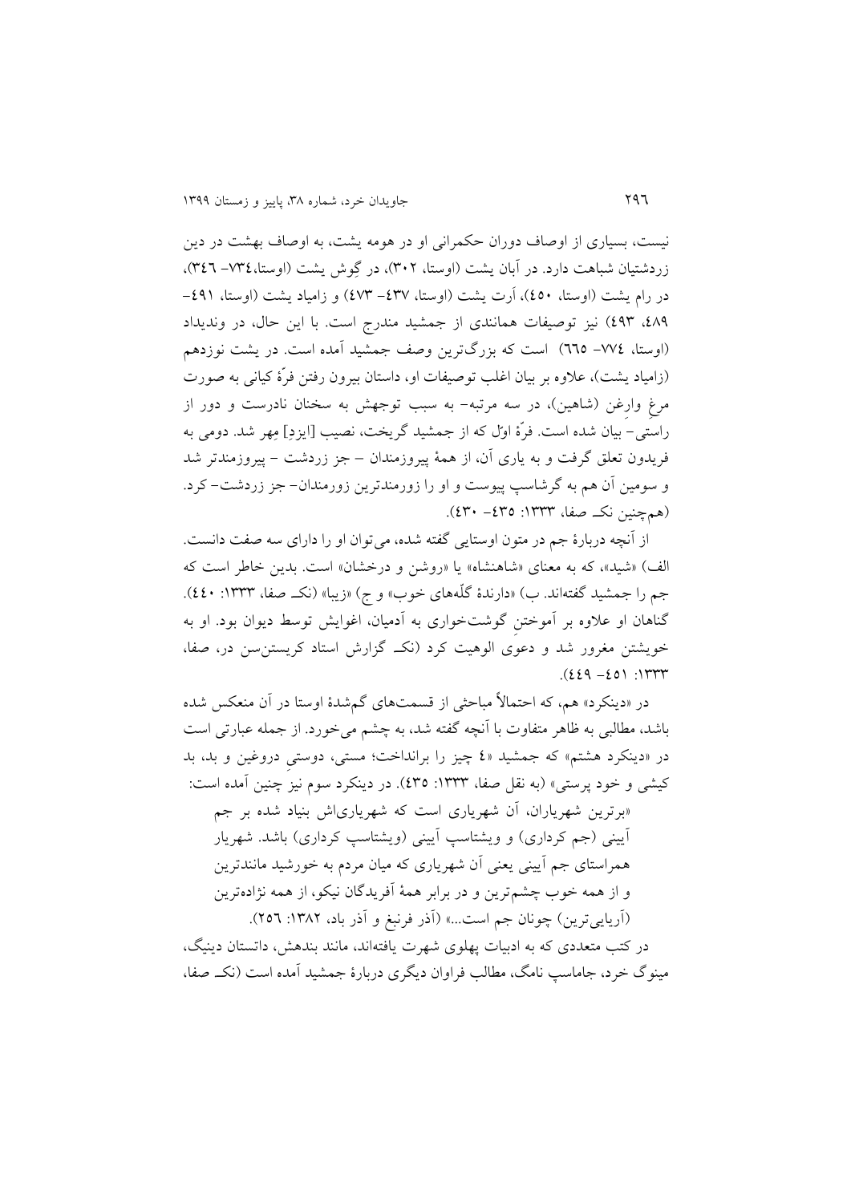نیست، بسیاری از اوصاف دوران حکمرانی او در هومه یشت، به اوصاف بهشت در دین زردشتیان شباهت دارد. در آبان یشت (اوستا، ۳۰۲)، در گِوش یشت (اوستا،۷۳٤- ۳٤٦)، در رام یشت (اوستا، ٤٥٠)، اَرت یشت (اوستا، ٤۳۷- ٤۷۳) و زامیاد یشت (اوستا، ٤۹۱- ٤۸۹، ٤۹۳) نیز توصیفات همانندی از جمشید مندرج است. با این حال، در وندیداد (اوستا، ۷۷٤- ٦٦٥) است که بزرگ‌ترین وصف جمشید آمده است. در یشت نوزدهم (زامیاد یشت)، علاوه بر بیان اغلب توصیفات او، داستان بیرون رفتن فرّهٔ کیانی به صورت مرغِ وارِغن (شاهین)، در سه مرتبه- به سبب توجهش به سخنان نادرست و دور از راستی- بیان شده است. فرّهٔ اوّل که از جمشید گریخت، نصیب [ایزدِ] مِهر شد. دومی به فریدون تعلق گرفت و به یاری آن، از همهٔ پیروزمندان – جز زردشت – پیروزمندتر شد و سومین آن هم به گرشاسپ پیوست و او را زورمندترین زورمندان- جز زردشت- کرد. (هم‌چنین نکـ صفا، ۱۳۳۳: ٤۳٥- ٤۳۰).

از آنچه دربارهٔ جم در متون اوستایی گفته شده، می‌توان او را دارای سه صفت دانست. الف) «شید»، که به معنای «شاهنشاه» یا «روشن و درخشان» است. بدین خاطر است که جم را جمشید گفته‌اند. ب) «دارندهٔ گلّه‌های خوب» و ج) «زیبا» (نکـ صفا، ۱۳۳۳: ٤٤۰). گناهان او علاوه بر آموختنِ گوشت‌خواری به آدمیان، اغوایش توسط دیوان بود. او به خویشتن مغرور شد و دعوی الوهیت کرد (نکـ گزارش استاد کریستن‌سن در، صفا، ۱۳۳۳: ٤٥۱- ٤٤۹).

در «دینکرد» هم، که احتمالاً مباحثی از قسمت‌های گم‌شدهٔ اوستا در آن منعکس شده باشد، مطالبی به ظاهر متفاوت با آنچه گفته شد، به چشم می‌خورد. از جمله عبارتی است در «دینکرد هشتم» که جمشید «٤ چیز را برانداخت؛ مستی، دوستیِ دروغین و بد، بد کیشی و خود پرستی» (به نقل صفا، ۱۳۳۳: ٤۳٥). در دینکرد سوم نیز چنین آمده است:

> «برترین شهریاران، آن شهریاری است که شهریاری‌اش بنیاد شده بر جم آیینی (جم کرداری) و ویشتاسپ آیینی (ویشتاسپ کرداری) باشد. شهریار همراستای جم آیینی یعنی آن شهریاری که میان مردم به خورشید مانندترین و از همه خوب چشم‌ترین و در برابر همهٔ آفریدگان نیکو، از همه نژاده‌ترین (آریایی‌ترین) چونان جم است...» (آذر فرنبغ و آذر باد، ۱۳۸۲: ۲٥٦).

در کتب متعددی که به ادبیات پهلوی شهرت یافته‌اند، مانند بندهش، داتستان دینیگ، مینوگ خرد، جاماسپ نامگ، مطالب فراوان دیگری دربارهٔ جمشید آمده است (نکـ صفا،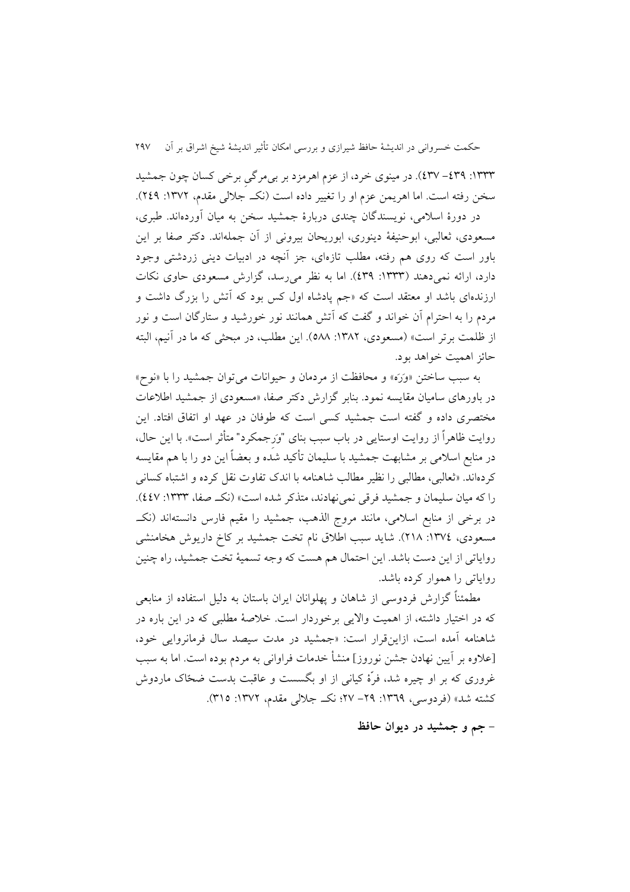۱۳۳۳: ۴۳۹– ۴۳۷). در مینوی خرد، از عزم اهرمزد بر بی‌مرگیِ برخی کسان چون جمشید سخن رفته است. اما اهریمن عزم او را تغییر داده است (نکـ جلالی مقدم، ۱۳۷۲: ۲۴۹).

در دورهٔ اسلامی، نویسندگان چندی دربارهٔ جمشید سخن به میان آورده‌اند. طبری، مسعودی، ثعالبی، ابوحنیفهٔ دینوری، ابوریحان بیرونی از آن جمله‌اند. دکتر صفا بر این باور است که روی هم رفته، مطلب تازه‌ای، جز آنچه در ادبیات دینی زردشتی وجود دارد، ارائه نمی‌دهند (۱۳۳۳: ۴۳۹). اما به نظر می‌رسد، گزارش مسعودی حاوی نکات ارزنده‌ای باشد او معتقد است که «جم پادشاه اول کس بود که آتش را بزرگ داشت و مردم را به احترام آن خواند و گفت که آتش همانند نور خورشید و ستارگان است و نور از ظلمت برتر است» (مسعودی، ۱۳۸۲: ۵۸۸). این مطلب، در مبحثی که ما در آنیم، البته حائز اهمیت خواهد بود.

به سبب ساختن «وَرَه» و محافظت از مردمان و حیوانات می‌توان جمشید را با «نوح» در باورهای سامیان مقایسه نمود. بنابر گزارش دکتر صفا، «مسعودی از جمشید اطلاعات مختصری داده و گفته است جمشید کسی است که طوفان در عهد او اتفاق افتاد. این روایت ظاهراً از روایت اوستایی در باب سبب بنای "وَرجمکرد" متأثر است». با این حال، در منابع اسلامی بر مشابهت جمشید با سلیمان تأکید شده و بعضاً این دو را با هم مقایسه کرده‌اند. «ثعالبی، مطالبی را نظیر مطالب شاهنامه با اندک تفاوت نقل کرده و اشتباه کسانی را که میان سلیمان و جمشید فرقی نمی‌نهادند، متذکر شده است» (نکـ صفا، ۱۳۳۳: ۴۴۷). در برخی از منابع اسلامی، مانند مروج الذهب، جمشید را مقیم فارس دانسته‌اند (نکـ مسعودی، ۱۳۷۴: ۲۱۸). شاید سبب اطلاق نام تخت جمشید بر کاخ داریوش هخامنشی روایاتی از این دست باشد. این احتمال هم هست که وجه تسمیهٔ تخت جمشید، راه چنین روایاتی را هموار کرده باشد.

مطمئناً گزارش فردوسی از شاهان و پهلوانان ایران باستان به دلیل استفاده از منابعی که در اختیار داشته، از اهمیت والایی برخوردار است. خلاصهٔ مطلبی که در این باره در شاهنامه آمده است، ازاین‌قرار است: «جمشید در مدت سیصد سال فرمانروایی خود، [علاوه بر آیین نهادن جشن نوروز] منشأ خدمات فراوانی به مردم بوده است. اما به سبب غروری که بر او چیره شد، فرّهٔ کیانی از او بگسست و عاقبت بدست ضحّاک ماردوش کشته شد» (فردوسی، ۱۳۶۹: ۲۹– ۲۷؛ نکـ جلالی مقدم، ۱۳۷۲: ۳۱۵).

**– جم و جمشید در دیوان حافظ**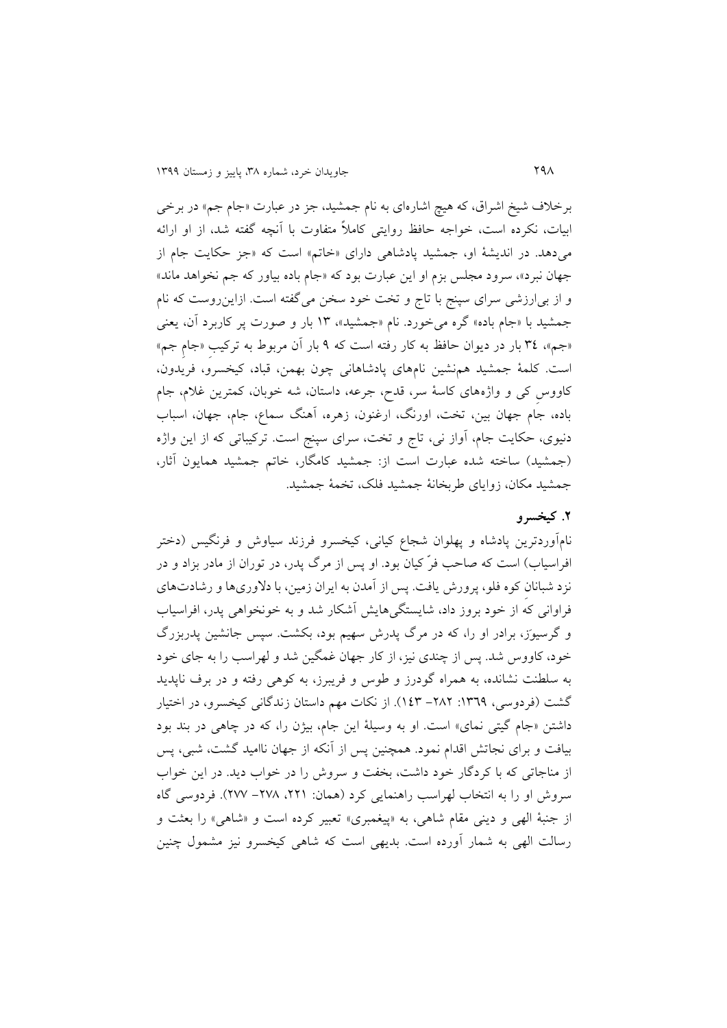برخلاف شیخ اشراق، که هیچ اشاره‌ای به نام جمشید، جز در عبارت «جام جم» در برخی ابیات، نکرده است، خواجه حافظ روایتی کاملاً متفاوت با آنچه گفته شد، از او ارائه می‌دهد. در اندیشهٔ او، جمشید پادشاهی دارای «خاتم» است که «جز حکایت جام از جهان نبرد»، سرود مجلس بزم او این عبارت بود که «جام باده بیاور که جم نخواهد ماند» و از بی‌ارزشی سرای سپنج با تاج و تخت خود سخن می‌گفته است. ازاین‌روست که نام جمشید با «جام باده» گره می‌خورد. نام «جمشید»، ۱۳ بار و صورت پر کاربرد آن، یعنی «جم»، ۳۴ بار در دیوان حافظ به کار رفته است که ۹ بار آن مربوط به ترکیبِ «جامِ جم» است. کلمهٔ جمشید هم‌نشین نام‌های پادشاهانی چون بهمن، قباد، کیخسرو، فریدون، کاووس کی و واژه‌های کاسهٔ سر، قدح، جرعه، داستان، شه خوبان، کمترین غلام، جام باده، جام جهان بین، تخت، اورنگ، ارغنون، زهره، آهنگ سماع، جام، جهان، اسباب دنیوی، حکایت جام، آواز نی، تاج و تخت، سرای سپنج است. ترکیباتی که از این واژه (جمشید) ساخته شده عبارت است از: جمشید کامگار، خاتم جمشید همایون آثار، جمشید مکان، زوایای طربخانهٔ جمشید فلک، تخمهٔ جمشید.

## ۲. کیخسرو

نام‌آورترین پادشاه و پهلوان شجاع کیانی، کیخسرو فرزند سیاوش و فرنگیس (دختر افراسیاب) است که صاحب فرّ کیان بود. او پس از مرگ پدر، در توران از مادر بزاد و در نزد شبانانِ کوه قلو، پرورش یافت. پس از آمدن به ایران زمین، با دلاوری‌ها و رشادت‌های فراوانی که از خود بروز داد، شایستگی‌هایش آشکار شد و به خونخواهی پدر، افراسیاب و گرسیوَز، برادر او را، که در مرگ پدرش سهیم بود، بکشت. سپس جانشین پدربزرگ خود، کاووس شد. پس از چندی نیز، از کار جهان غمگین شد و لهراسب را به جای خود به سلطنت نشانده، به همراه گودرز و طوس و فریبرز، به کوهی رفته و در برف ناپدید گشت (فردوسی، ۱۳۶۹: ۲۸۲– ۱۴۳). از نکات مهم داستان زندگانی کیخسرو، در اختیار داشتن «جام گیتی نمای» است. او به وسیلهٔ این جام، بیژن را، که در چاهی در بند بود بیافت و برای نجاتش اقدام نمود. همچنین پس از آنکه از جهان ناامید گشت، شبی، پس از مناجاتی که با کردگار خود داشت، بخفت و سروش را در خواب دید. در این خواب سروش او را به انتخاب لهراسب راهنمایی کرد (همان: ۲۲۱، ۲۷۸– ۲۷۷). فردوسی گاه از جنبهٔ الهی و دینی مقام شاهی، به «پیغمبری» تعبیر کرده است و «شاهی» را بعثت و رسالت الهی به شمار آورده است. بدیهی است که شاهی کیخسرو نیز مشمول چنین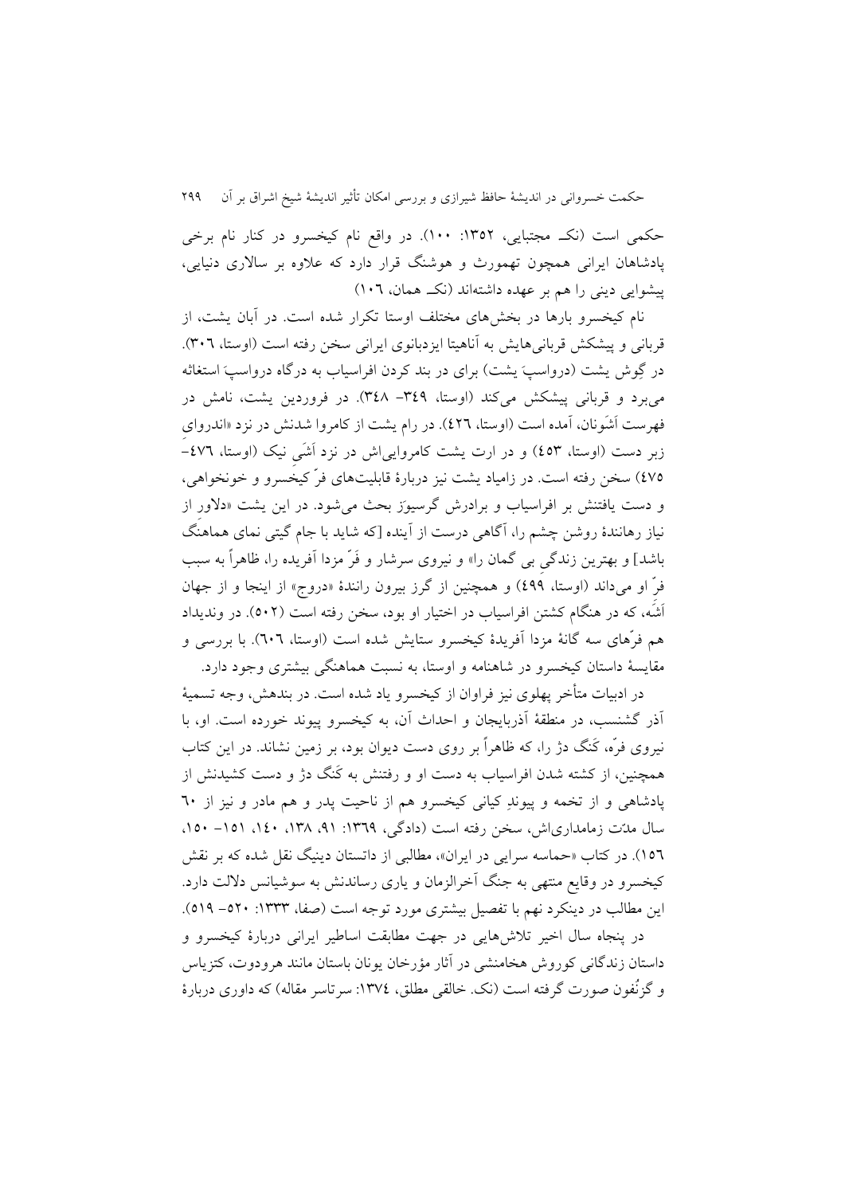حکمی است (نکـ مجتبایی، ۱۳۵۲: ۱۰۰). در واقع نام کیخسرو در کنار نام برخی پادشاهان ایرانی همچون تهمورث و هوشنگ قرار دارد که علاوه بر سالاری دنیایی، پیشوایی دینی را هم بر عهده داشته‌اند (نکـ همان، ۱۰۶)

نام کیخسرو بارها در بخش‌های مختلف اوستا تکرار شده است. در آبان یشت، از قربانی و پیشکش قربانی‌هایش به آناهیتا ایزدبانوی ایرانی سخن رفته است (اوستا، ۳۰۶). در گوش یشت (درواسپ یشت) برای در بند کردن افراسیاب به درگاه درواسپ استغاثه می‌برد و قربانی پیشکش می‌کند (اوستا، ۳۴۹- ۳۴۸). در فروردین یشت، نامش در فهرست اَشَونان، آمده است (اوستا، ۴۲۶). در رام یشت از کامروا شدنش در نزد «اندروای زبر دست (اوستا، ۴۵۳) و در ارت یشت کامروایی‌اش در نزد اَشَیِ نیک (اوستا، ۴۷۶- ۴۷۵) سخن رفته است. در زامیاد یشت نیز دربارهٔ قابلیت‌های فرّ کیخسرو و خونخواهی، و دست یافتنش بر افراسیاب و برادرش گرسیوز بحث می‌شود. در این یشت «دلاور از نیاز رهانندهٔ روشن چشم را، آگاهی درست از آینده [که شاید با جام گیتی نمای هماهنگ باشد] و بهترین زندگیِ بی گمان را» و نیروی سرشار و فَرّ مزدا آفریده را، ظاهراً به سبب فرّ او می‌داند (اوستا، ۴۹۹) و همچنین از گرز بیرون رانندهٔ «دروج» از اینجا و از جهان اَشَه، که در هنگام کشتن افراسیاب در اختیار او بود، سخن رفته است (۵۰۲). در وندیداد هم فرّهای سه گانهٔ مزدا آفریدهٔ کیخسرو ستایش شده است (اوستا، ۶۰۶). با بررسی و مقایسهٔ داستان کیخسرو در شاهنامه و اوستا، به نسبت هماهنگی بیشتری وجود دارد.

در ادبیات متأخر پهلوی نیز فراوان از کیخسرو یاد شده است. در بندهش، وجه تسمیهٔ آذر گشنسب، در منطقهٔ آذربایجان و احداث آن، به کیخسرو پیوند خورده است. او، با نیروی فرّه، کَنگ دژ را، که ظاهراً بر روی دست دیوان بود، بر زمین نشاند. در این کتاب همچنین، از کشته شدن افراسیاب به دست او و رفتنش به کَنگ دژ و دست کشیدنش از پادشاهی و از تخمه و پیوندِ کیانی کیخسرو هم از ناحیت پدر و هم مادر و نیز از ۶۰ سال مدّت زمامداری‌اش، سخن رفته است (دادگی، ۱۳۶۹: ۹۱، ۱۳۸، ۱۴۰، ۱۵۱- ۱۵۰، ۱۵۶). در کتاب «حماسه سرایی در ایران»، مطالبی از داتستان دینیگ نقل شده که بر نقش کیخسرو در وقایع منتهی به جنگ آخرالزمان و یاری رساندنش به سوشیانس دلالت دارد. این مطالب در دینکرد نهم با تفصیل بیشتری مورد توجه است (صفا، ۱۳۳۳: ۵۲۰- ۵۱۹).

در پنجاه سال اخیر تلاش‌هایی در جهت مطابقت اساطیر ایرانی دربارهٔ کیخسرو و داستان زندگانی کوروش هخامنشی در آثار مؤرخان یونان باستان مانند هرودوت، کتزیاس و گزنُفون صورت گرفته است (نک. خالقی مطلق، ۱۳۷۴: سرتاسر مقاله) که داوری دربارهٔ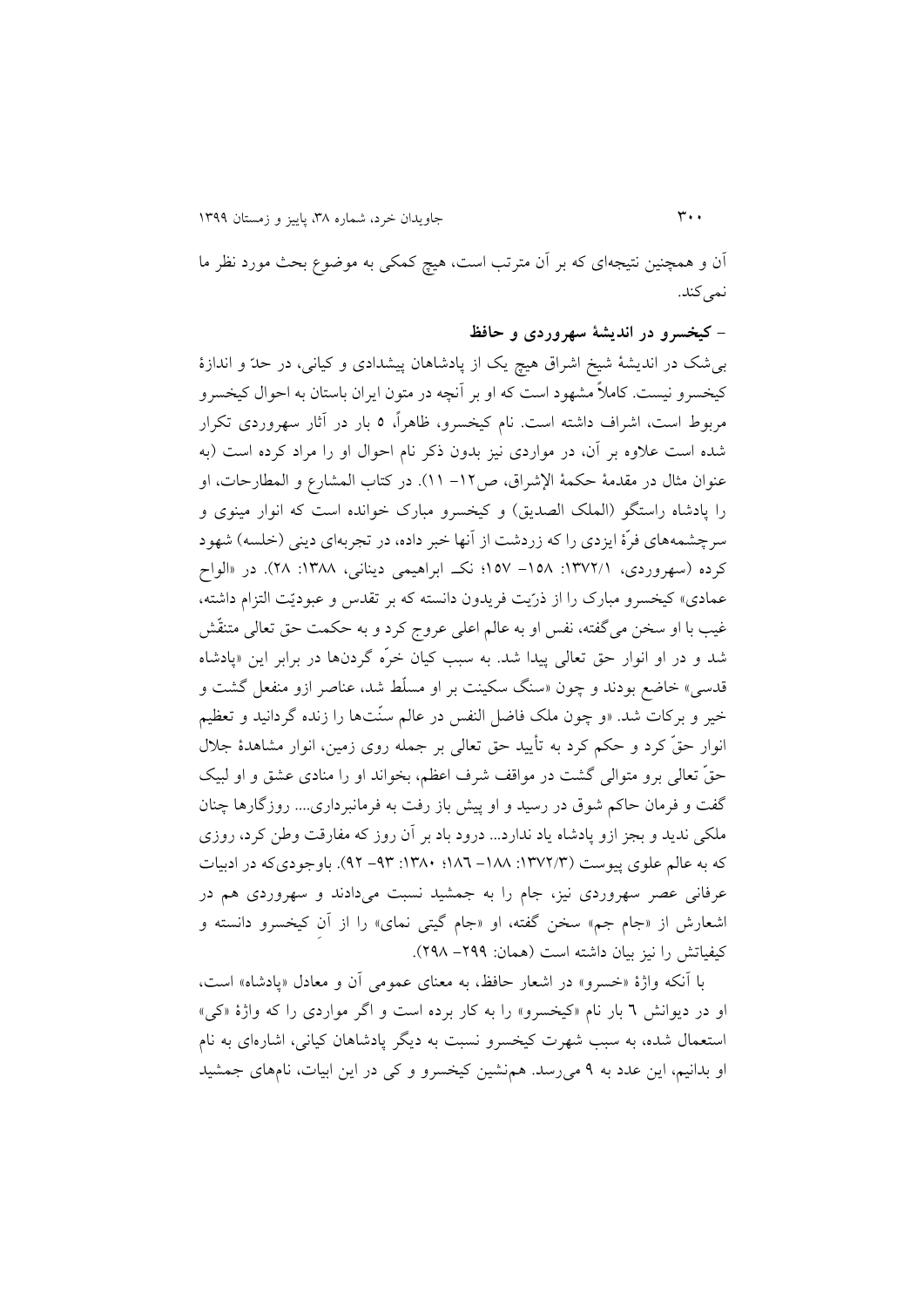آن و همچنین نتیجه‌ای که بر آن مترتب است، هیچ کمکی به موضوع بحث مورد نظر ما نمی‌کند.

**- کیخسرو در اندیشهٔ سهروردی و حافظ**

بی‌شک در اندیشهٔ شیخ اشراق هیچ یک از پادشاهان پیشدادی و کیانی، در حدّ و اندازهٔ کیخسرو نیست. کاملاً مشهود است که او بر آنچه در متون ایران باستان به احوال کیخسرو مربوط است، اشراف داشته است. نام کیخسرو، ظاهراً، ۵ بار در آثار سهروردی تکرار شده است علاوه بر آن، در مواردی نیز بدون ذکر نام احوال او را مراد کرده است (به عنوان مثال در مقدمهٔ حکمهٔ الإشراق، ص۱۲- ۱۱). در کتاب المشارع و المطارحات، او را پادشاه راستگو (الملک الصدیق) و کیخسرو مبارک خوانده است که انوار مینوی و سرچشمه‌های فرّهٔ ایزدی را که زردشت از آنها خبر داده، در تجربه‌ای دینی (خلسه) شهود کرده (سهروردی، ۱۳۷۲/۱: ۱۵۸- ۱۵۷؛ نکـ ابراهیمی دینانی، ۱۳۸۸: ۲۸). در «الواح عمادی» کیخسرو مبارک را از ذرّیت فریدون دانسته که بر تقدس و عبودیّت التزام داشته، غیب با او سخن می‌گفته، نفس او به عالم اعلی عروج کرد و به حکمت حق تعالی متنقّش شد و در او انوار حق تعالی پیدا شد. به سبب کیان خرّه گردن‌ها در برابر این «پادشاه قدسی» خاضع بودند و چون «سنگ سکینت بر او مسلّط شد، عناصر ازو منفعل گشت و خیر و برکات شد. «و چون ملک فاضل النفس در عالم سنّت‌ها را زنده گردانید و تعظیم انوار حقّ کرد و حکم کرد به تأیید حق تعالی بر جمله روی زمین، انوار مشاهدهٔ جلال حقّ تعالی برو متوالی گشت در مواقف شرف اعظم، بخواند او را منادی عشق و او لبیک گفت و فرمان حاکم شوق در رسید و او پیش باز رفت به فرمانبرداری.... روزگارها چنان ملکی ندید و بجز ازو پادشاه یاد ندارد... درود باد بر آن روز که مفارقت وطن کرد، روزی که به عالم علوی پیوست (۱۳۷۲/۳: ۱۸۸- ۱۸۶؛ ۱۳۸۰: ۹۳- ۹۲). باوجودی‌که در ادبیات عرفانی عصر سهروردی نیز، جام را به جمشید نسبت می‌دادند و سهروردی هم در اشعارش از «جام جم» سخن گفته، او «جام گیتی نمای» را از آنِ کیخسرو دانسته و کیفیاتش را نیز بیان داشته است (همان: ۲۹۹- ۲۹۸).

با آنکه واژهٔ «خسرو» در اشعار حافظ، به معنای عمومی آن و معادل «پادشاه» است، او در دیوانش ٦ بار نام «کیخسرو» را به کار برده است و اگر مواردی را که واژهٔ «کی» استعمال شده، به سبب شهرت کیخسرو نسبت به دیگر پادشاهان کیانی، اشاره‌ای به نام او بدانیم، این عدد به ۹ می‌رسد. هم‌نشین کیخسرو و کی در این ابیات، نام‌های جمشید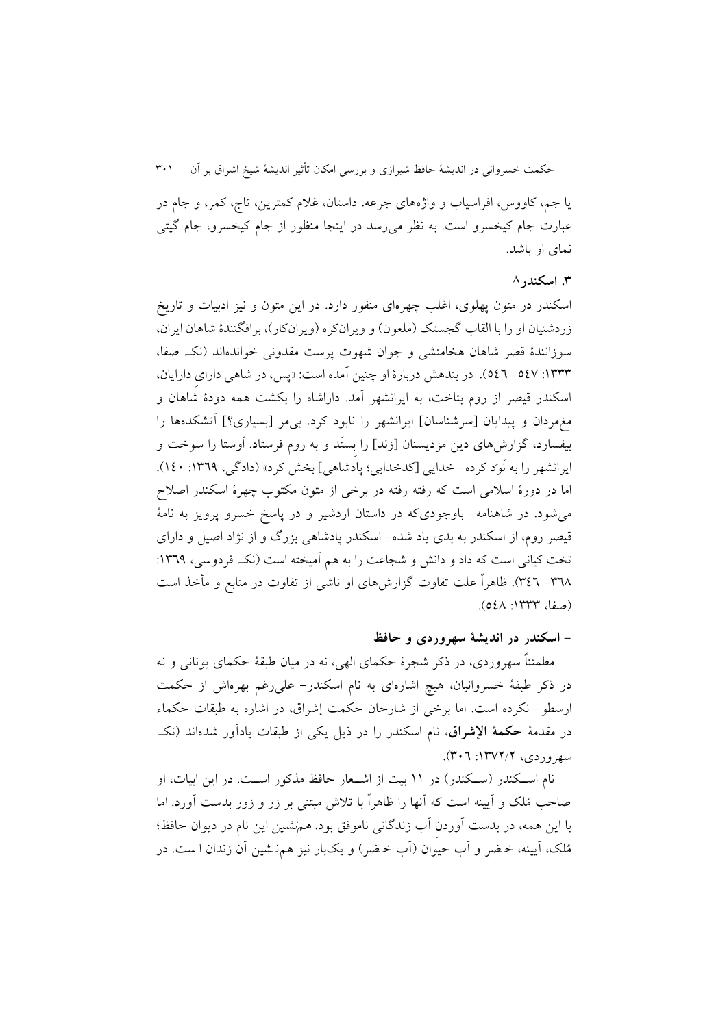یا جم، کاووس، افراسیاب و واژه‌های جرعه، داستان، غلام کمترین، تاج، کمر، و جام در عبارت جام کیخسرو است. به نظر می‌رسد در اینجا منظور از جام کیخسرو، جام گیتی نمای او باشد.

### ۳. اسکندر[۸]

اسکندر در متون پهلوی، اغلب چهره‌ای منفور دارد. در این متون و نیز ادبیات و تاریخ زردشتیان او را با القاب گجستک (ملعون) و ویرانکره (ویرانکار)، برافکنندهٔ شاهان ایران، سوزانندهٔ قصر شاهان هخامنشی و جوان شهوت پرست مقدونی خوانده‌اند (نکـ صفا، ۱۳۳۳: ۵۴۷-۵۴۶). در بندهش دربارهٔ او چنین آمده است: «پس، در شاهی دارای دارایان، اسکندر قیصر از روم بتاخت، به ایرانشهر آمد. داراشاه را بکشت همه دودهٔ شاهان و مغ‌مردان و پیدایان [سرشناسان] ایرانشهر را نابود کرد. بی‌مر [بسیاری؟] آتشکده‌ها را بیفسارد، گزارش‌های دین مزدیسنان [زند] را بستَد و به روم فرستاد. اَوستا را سوخت و ایرانشهر را به نَوَد کرده- خدایی [کدخدایی؛ پادشاهی] بخش کرد» (دادگی، ۱۳۶۹: ۱۴۰). اما در دورهٔ اسلامی است که رفته رفته در برخی از متون مکتوب چهرهٔ اسکندر اصلاح می‌شود. در شاهنامه- باوجودی‌که در داستان اردشیر و در پاسخ خسرو پرویز به نامهٔ قیصر روم، از اسکندر به بدی یاد شده- اسکندر پادشاهی بزرگ و از نژاد اصیل و دارای تخت کیانی است که داد و دانش و شجاعت را به هم آمیخته است (نکـ فردوسی، ۱۳۶۹: ۳۶۸-۳۴۶). ظاهراً علت تفاوت گزارش‌های او ناشی از تفاوت در منابع و مأخذ است (صفا، ۱۳۳۳: ۵۴۸).

#### - اسکندر در اندیشهٔ سهروردی و حافظ

مطمئناً سهروردی، در ذکر شجرهٔ حکمای الهی، نه در میان طبقهٔ حکمای یونانی و نه در ذکر طبقهٔ خسروانیان، هیچ اشاره‌ای به نام اسکندر- علی‌رغم بهره‌اش از حکمت ارسطو- نکرده است. اما برخی از شارحان حکمت إشراق، در اشاره به طبقات حکماء در مقدمهٔ **حکمة الإشراق**، نام اسکندر را در ذیل یکی از طبقات یادآور شده‌اند (نکـ سهروردی، ۱۳۷۲/۲: ۳۰۶).

نام اسـکندر (سـکندر) در ۱۱ بیت از اشـعار حافظ مذکور اسـت. در این ابیات، او صاحب مُلک و آیینه است که آنها را ظاهراً با تلاش مبتنی بر زر و زور بدست آورد. اما با این همه، در بدست آوردن آب زندگانی ناموفق بود. هم‌نشین این نام در دیوان حافظ؛ مُلک، آیینه، خضر و آب حیوان (آب خضر) و یک‌بار نیز هم‌نشین آن زندان است. در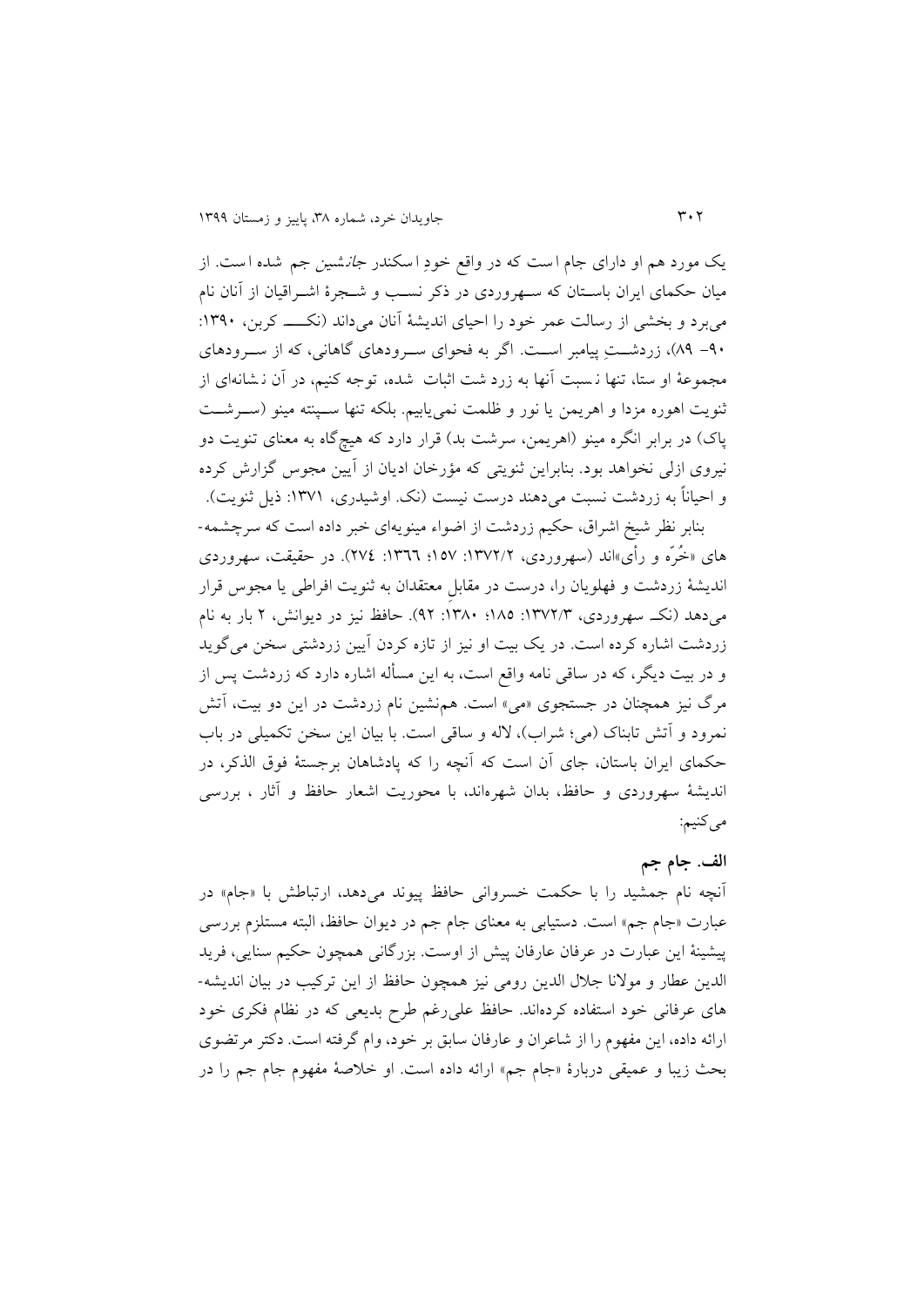یک مورد هم او دارای جام است که در واقع خودِ اسکندر *جانشین* جم شده است. از میان حکمای ایران باستان که سهروردی در ذکر نسب و شجرهٔ اشراقیان از آنان نام می‌برد و بخشی از رسالت عمر خود را احیای اندیشهٔ آنان می‌داند (نک‍ کربن، ۱۳۹۰: ۹۰- ۸۹)، زردشتِ پیامبر است. اگر به فحوای سرودهای گاهانی، که از سرودهای مجموعهٔ او ستا، تنها نسبت آنها به زرد شت اثبات شده، توجه کنیم، در آن نشانه‌ای از ثنویت اهوره مزدا و اهریمن یا نور و ظلمت نمی‌یابیم. بلکه تنها سپنته مینو (سرشت پاک) در برابر انگره مینو (اهریمن، سرشت بد) قرار دارد که هیچ‌گاه به معنای ثنویت دو نیروی ازلی نخواهد بود. بنابراین ثنویتی که مؤرخان ادیان از آیین مجوس گزارش کرده و احیاناً به زردشت نسبت می‌دهند درست نیست (نک. اوشیدری، ۱۳۷۱: ذیل ثنویت).

بنابر نظر شیخ اشراق، حکیم زردشت از اضواء مینویه‌ای خبر داده است که سرچشمه-های «خُرّه و رأی»اند (سهروردی، ۱۳۷۲/۲: ۱۵۷؛ ١٣٦٦: ٢٧٤). در حقیقت، سهروردی اندیشهٔ زردشت و فهلویان را، درست در مقابلِ معتقدان به ثنویت افراطی یا مجوس قرار می‌دهد (نک‍ سهروردی، ۱۳۷۲/۳: ۱۸۵؛ ۱۳۸۰: ۹۲). حافظ نیز در دیوانش، ۲ بار به نام زردشت اشاره کرده است. در یک بیت او نیز از تازه کردن آیین زردشتی سخن می‌گوید و در بیت دیگر، که در ساقی نامه واقع است، به این مسأله اشاره دارد که زردشت پس از مرگ نیز همچنان در جستجوی «می» است. هم‌نشین نام زردشت در این دو بیت، آتش نمرود و آتش تابناک (می؛ شراب)، لاله و ساقی است. با بیان این سخن تکمیلی در باب حکمای ایران باستان، جای آن است که آنچه را که پادشاهان برجستهٔ فوق الذکر، در اندیشهٔ سهروردی و حافظ، بدان شهره‌اند، با محوریت اشعار حافظ و آثار ، بررسی می‌کنیم:

### الف. جام جم

آنچه نام جمشید را با حکمت خسروانی حافظ پیوند می‌دهد، ارتباطش با «جام» در عبارت «جام جم» است. دستیابی به معنای جام جم در دیوان حافظ، البته مستلزم بررسی پیشینهٔ این عبارت در عرفان عارفان پیش از اوست. بزرگانی همچون حکیم سنایی، فرید الدین عطار و مولانا جلال الدین رومی نیز همچون حافظ از این ترکیب در بیان اندیشه-های عرفانی خود استفاده کرده‌اند. حافظ علی‌رغم طرح بدیعی که در نظام فکری خود ارائه داده، این مفهوم را از شاعران و عارفان سابق بر خود، وام گرفته است. دکتر مرتضوی بحث زیبا و عمیقی دربارهٔ «جام جم» ارائه داده است. او خلاصهٔ مفهوم جام جم را در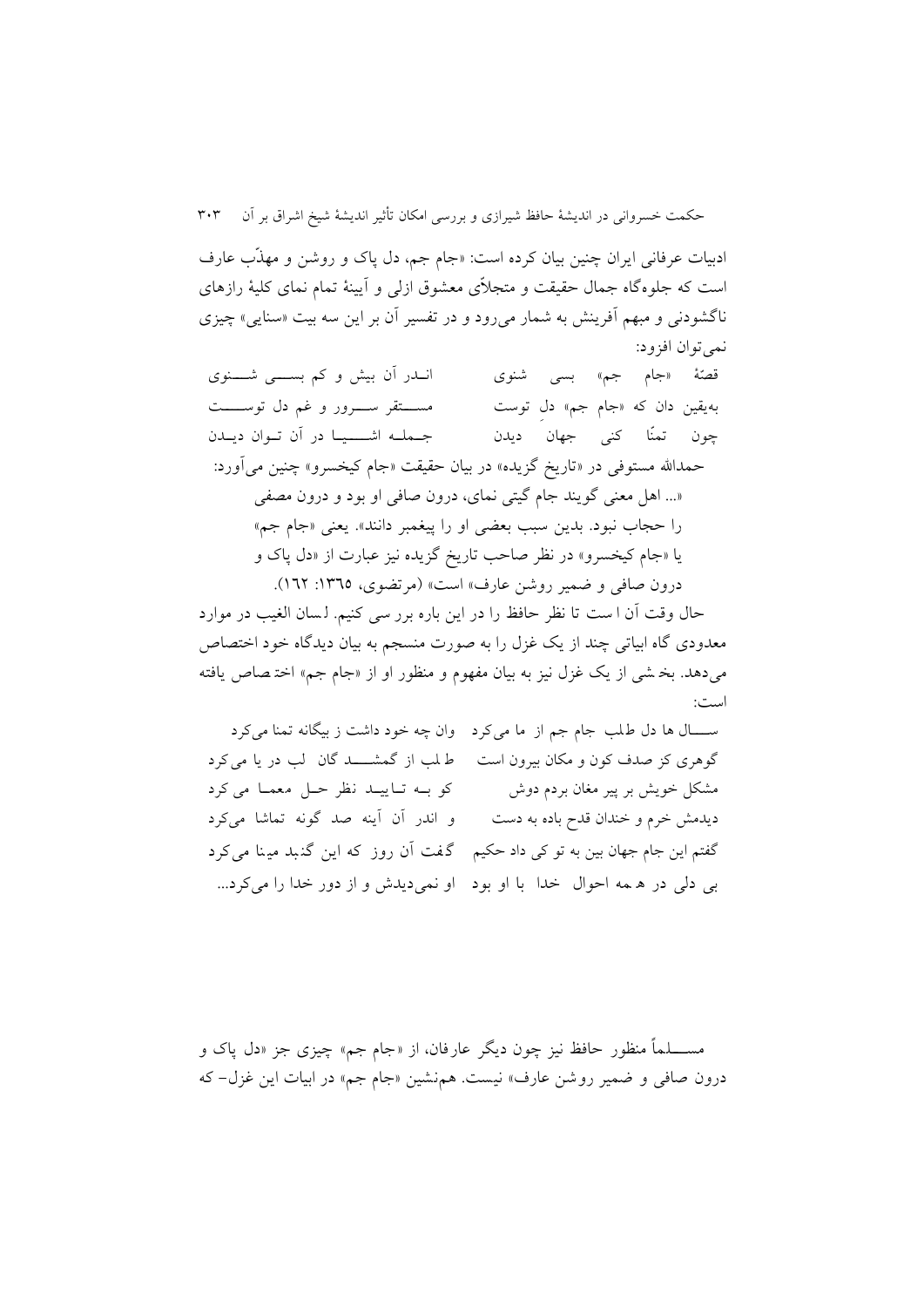ادبیات عرفانی ایران چنین بیان کرده است: «جام جم، دل پاک و روشن و مهذّب عارف است که جلوه‌گاه جمال حقیقت و متجلاّی معشوق ازلی و آیینهٔ تمام نمای کلیهٔ رازهای ناگشودنی و مبهم آفرینش به شمار می‌رود و در تفسیر آن بر این سه بیت «سنایی» چیزی نمی‌توان افزود:

قصهٔ «جام جم» بسی شنوی　　اندر آن بیش و کم بسی شنوی

به‌یقین دان که «جام جم» دلِ توست　　مستقر سرور و غم دل توست

چون تمنّا کنی جهان دیدن　　جمله اشیا در آن توان دیدن

حمدالله مستوفی در «تاریخ گزیده» در بیان حقیقت «جام کیخسرو» چنین می‌آورد:

«... اهل معنی گویند جام گیتی نمای، درون صافی او بود و درون مصفی را حجاب نبود. بدین سبب بعضی او را پیغمبر دانند». یعنی «جام جم» یا «جام کیخسرو» در نظر صاحب تاریخ گزیده نیز عبارت از «دل پاک و درون صافی و ضمیر روشن عارف» است» (مرتضوی، ۱۳٦۵: ۱٦۲).

حال وقت آن است تا نظر حافظ را در این باره بررسی کنیم. لسان الغیب در موارد معدودی گاه ابیاتی چند از یک غزل را به صورت منسجم به بیان دیدگاه خود اختصاص می‌دهد. بخشی از یک غزل نیز به بیان مفهوم و منظور او از «جام جم» اختصاص یافته است:

سال‌ها دل طلب جام جم از ما می‌کرد　　وان چه خود داشت ز بیگانه تمنا می‌کرد

گوهری کز صدف کون و مکان بیرون است　　طلب از گمشدگان لب دریا می‌کرد

مشکل خویش بر پیر مغان بردم دوش　　کو به تایید نظر حل معما می‌کرد

دیدمش خرم و خندان قدح باده به دست　　و اندر آن آینه صد گونه تماشا می‌کرد

گفتم این جام جهان بین به تو کی داد حکیم　　گفت آن روز که این گنبد مینا می‌کرد

بی دلی در همه احوال خدا با او بود　　او نمی‌دیدش و از دور خدا را می‌کرد...

مسلماً منظور حافظ نیز چون دیگر عارفان، از «جام جم» چیزی جز «دل پاک و درون صافی و ضمیر روشن عارف» نیست. هم‌نشین «جام جم» در ابیات این غزل- که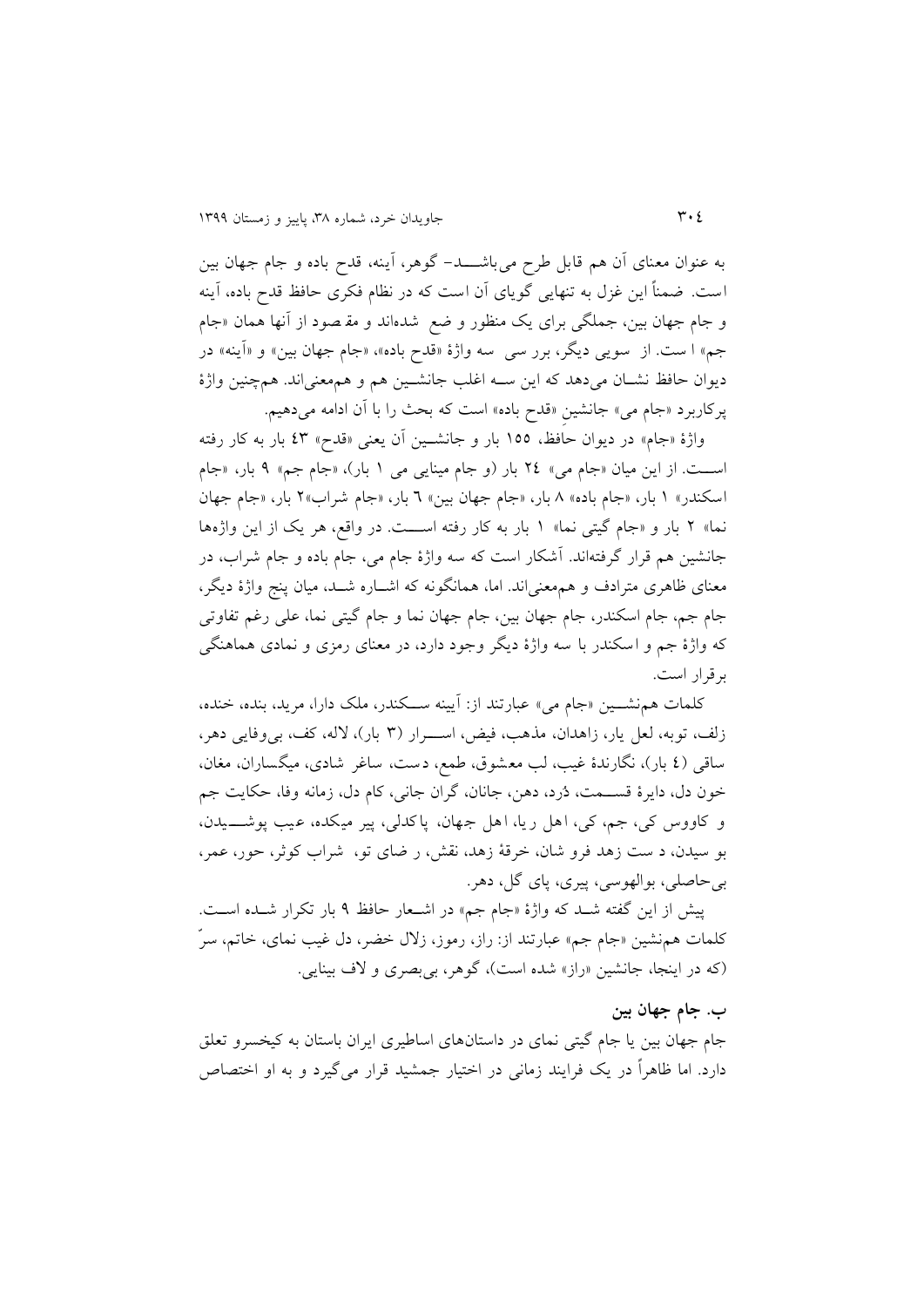به عنوان معنای آن هم قابل طرح می‌باشد- گوهر، آینه، قدح باده و جام جهان بین است. ضمناً این غزل به تنهایی گویای آن است که در نظام فکری حافظ قدح باده، آینه و جام جهان بین، جملگی برای یک منظور وضع شده‌اند و مقصود از آنها همان «جام جم» است. از سویی دیگر، بررسی سه واژهٔ «قدح باده»، «جام جهان بین» و «آینه» در دیوان حافظ نشان می‌دهد که این سه اغلب جانشین هم و هم‌معنی‌اند. همچنین واژهٔ پرکاربرد «جام می» جانشینِ «قدح باده» است که بحث را با آن ادامه می‌دهیم.

واژهٔ «جام» در دیوان حافظ، ۱۵۵ بار و جانشین آن یعنی «قدح» ۴۳ بار به کار رفته است. از این میان «جام می» ۲۴ بار (و جام مینایی می ۱ بار)، «جام جم» ۹ بار، «جام اسکندر» ۱ بار، «جام باده» ۸ بار، «جام جهان بین» ٦ بار، «جام شراب»۲ بار، «جام جهان نما» ۲ بار و «جام گیتی نما» ۱ بار به کار رفته است. در واقع، هر یک از این واژه‌ها جانشین هم قرار گرفته‌اند. آشکار است که سه واژهٔ جام می، جام باده و جام شراب، در معنای ظاهری مترادف و هم‌معنی‌اند. اما، همانگونه که اشاره شد، میان پنج واژهٔ دیگر، جام جم، جام اسکندر، جام جهان بین، جام جهان نما و جام گیتی نما، علی رغم تفاوتی که واژهٔ جم و اسکندر با سه واژهٔ دیگر وجود دارد، در معنای رمزی و نمادی هماهنگی برقرار است.

کلمات همنشین «جام می» عبارتند از: آیینه سکندر، ملک دارا، مرید، بنده، خنده، زلف، توبه، لعل یار، زاهدان، مذهب، فیض، اسرار (۳ بار)، لاله، کف، بی‌وفایی دهر، ساقی (٤ بار)، نگارندهٔ غیب، لب معشوق، طمع، دست، ساغر شادی، میگساران، مغان، خون دل، دایرهٔ قسمت، دُرد، دهن، جانان، گران جانی، کام دل، زمانه وفا، حکایت جم و کاووس کی، جم، کی، اهل ریا، اهل جهان، پاکدلی، پیر میکده، عیب پوشیدن، بو سیدن، دست زهد فرو شان، خرقهٔ زهد، نقش، رضای تو، شراب کوثر، حور، عمر، بی‌حاصلی، بوالهوسی، پیری، پای گل، دهر.

پیش از این گفته شد که واژهٔ «جام جم» در اشعار حافظ ۹ بار تکرار شده است. کلمات همنشین «جام جم» عبارتند از: راز، رموز، زلال خضر، دل غیب نمای، خاتم، سرّ (که در اینجا، جانشین «راز» شده است)، گوهر، بی‌بصری و لاف بینایی.

### ب. جام جهان بین

جام جهان بین یا جام گیتی نمای در داستان‌های اساطیری ایران باستان به کیخسرو تعلق دارد. اما ظاهراً در یک فرایند زمانی در اختیار جمشید قرار می‌گیرد و به او اختصاص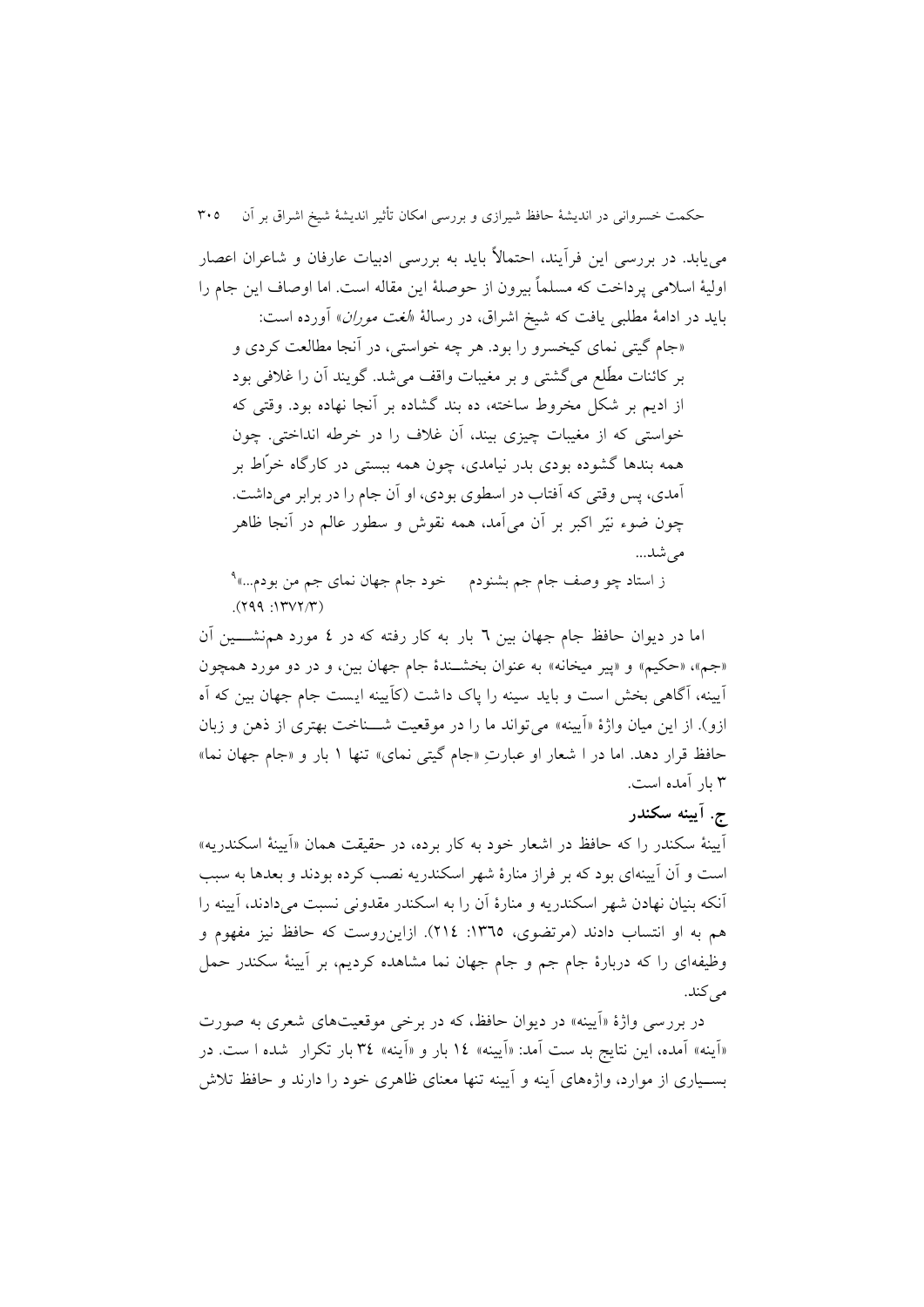می‌یابد. در بررسی این فرآیند، احتمالاً باید به بررسی ادبیات عارفان و شاعران اعصار اولیهٔ اسلامی پرداخت که مسلماً بیرون از حوصلهٔ این مقاله است. اما اوصاف این جام را باید در ادامهٔ مطلبی یافت که شیخ اشراق، در رسالهٔ *«لغت موران»* آورده است:

«جام گیتی نمای کیخسرو را بود. هر چه خواستی، در آنجا مطالعت کردی و بر کائنات مطّلع می‌گشتی و بر مغیبات واقف می‌شد. گویند آن را غلافی بود از ادیم بر شکل مخروط ساخته، ده بند گشاده بر آنجا نهاده بود. وقتی که خواستی که از مغیبات چیزی بیند، آن غلاف را در خرطه انداختی. چون همه بندها گشوده بودی بدر نیامدی، چون همه ببستی در کارگاه خرّاط بر آمدی، پس وقتی که آفتاب در اسطوی بودی، او آن جام را در برابر می‌داشت. چون ضوء نیّر اکبر بر آن می‌آمد، همه نقوش و سطور عالم در آنجا ظاهر می‌شد...

ز استاد چو وصف جام جم بشنودم &nbsp;&nbsp;&nbsp; خود جام جهان نمای جم من بودم...»[9]
(۱۳۷۲/۳: ۲۹۹).

اما در دیوان حافظ جام جهان بین ٦ بار به کار رفته که در ٤ مورد هم‌نشـــین آن «جم»، «حکیم» و «پیر میخانه» به عنوان بخشــندهٔ جام جهان بین، و در دو مورد همچون آیینه، آگاهی بخش است و باید سینه را پاک داشت (کآیینه ایست جام جهان بین که آه ازو). از این میان واژهٔ «آیینه» می‌تواند ما را در موقعیت شـــناخت بهتری از ذهن و زبان حافظ قرار دهد. اما در ا شعار او عبارتِ «جام گیتی نمای» تنها ۱ بار و «جام جهان نما» ۳ بار آمده است.

## ج. آیینه سکندر

آیینهٔ سکندر را که حافظ در اشعار خود به کار برده، در حقیقت همان «آیینهٔ اسکندریه» است و آن آیینه‌ای بود که بر فراز منارهٔ شهر اسکندریه نصب کرده بودند و بعدها به سبب آنکه بنیان نهادن شهر اسکندریه و منارهٔ آن را به اسکندر مقدونی نسبت می‌دادند، آیینه را هم به او انتساب دادند (مرتضوی، ۱۳٦٥: ۲۱٤). ازاین‌روست که حافظ نیز مفهوم و وظیفه‌ای را که دربارهٔ جام جم و جام جهان نما مشاهده کردیم، بر آیینهٔ سکندر حمل می‌کند.

در بررسی واژهٔ «آیینه» در دیوان حافظ، که در برخی موقعیت‌های شعری به صورت «آینه» آمده، این نتایج بد ست آمد: «آیینه» ۱٤ بار و «آینه» ۳٤ بار تکرار شده ا ست. در بســیاری از موارد، واژه‌های آینه و آیینه تنها معنای ظاهری خود را دارند و حافظ تلاش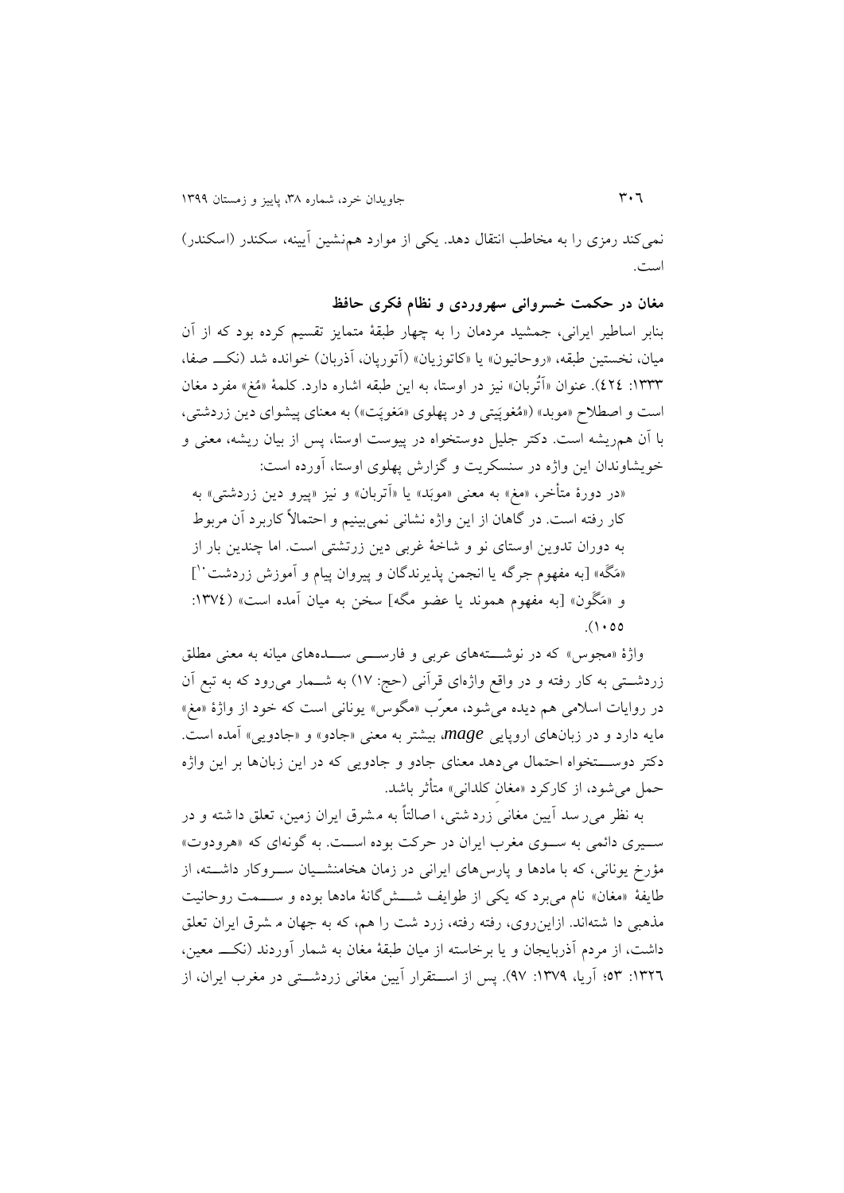نمی‌کند رمزی را به مخاطب انتقال دهد. یکی از موارد هم‌نشین آیینه، سکندر (اسکندر) است.

## مغان در حکمت خسروانی سهروردی و نظام فکری حافظ

بنابر اساطیر ایرانی، جمشید مردمان را به چهار طبقهٔ متمایز تقسیم کرده بود که از آن میان، نخستین طبقه، «روحانیون» یا «کاتوزیان» (آتورپان، آذربان) خوانده شد (نک‌ـــ صفا، ۱۳۳۳: ٤٢٤). عنوان «أثْربان» نیز در اوستا، به این طبقه اشاره دارد. کلمهٔ «مُغ» مفرد مغان است و اصطلاح «موبد» («مُغوپَتی» و در پهلوی «مَغوپَت») به معنای پیشوای دین زردشتی، با آن هم‌ریشه است. دکتر جلیل دوستخواه در پیوست اوستا، پس از بیان ریشه، معنی و خویشاوندان این واژه در سنسکریت و گزارش پهلوی اوستا، آورده است:

> «در دورهٔ متأخر، «مغ» به معنی «موبَد» یا «آتربان» و نیز «پیرو دین زردشتی» به کار رفته است. در گاهان از این واژه نشانی نمی‌بینیم و احتمالاً کاربرد آن مربوط به دوران تدوین اوستای نو و شاخهٔ غربی دین زرتشتی است. اما چندین بار از «مَگَه» [به مفهوم جرگه یا انجمن پذیرندگان و پیروان پیام و آموزش زردشت[۱۰]] و «مَگَون» [به مفهوم هموند یا عضو مگه] سخن به میان آمده است» (۱۳٧٤: ۱۰۵۵).

واژهٔ «مجوس» که در نوشـــته‌های عربی و فارســـی ســـده‌های میانه به معنی مطلق زردشـتی به کار رفته و در واقع واژه‌ای قرآنی (حج: ۱٧) به شـمار می‌رود که به تبع آن در روایات اسلامی هم دیده می‌شود، معرّب «مگوس» یونانی است که خود از واژهٔ «مغ» مایه دارد و در زبان‌های اروپایی ***mage***، بیشتر به معنی «جادو» و «جادویی» آمده است. دکتر دوســـتخواه احتمال می‌دهد معنای جادو و جادویی که در این زبان‌ها بر این واژه حمل می‌شود، از کارکرد «مغان کلدانی» متأثر باشد.

به نظر می‌رسد آیین مغانی زردشتی، اصالتاً به مشرق ایران زمین، تعلق داشته و در ســیری دائمی به ســوی مغرب ایران در حرکت بوده اســت. به گونه‌ای که «هرودوت» مؤرخ یونانی، که با مادها و پارس‌های ایرانی در زمان هخامنشــیان ســروکار داشــته، از طایفهٔ «مغان» نام می‌برد که یکی از طوایف شـــش‌گانهٔ مادها بوده و ســـمت روحانیت مذهبی داشته‌اند. ازاین‌روی، رفته رفته، زردشت را هم، که به جهان مشرق ایران تعلق داشت، از مردم آذربایجان و یا برخاسته از میان طبقهٔ مغان به شمار آوردند (نک‌ـــ معین، ۱۳۲٦: ٥٣؛ آریا، ۱۳٧۹: ۹٧). پس از اســتقرار آیین مغانی زردشــتی در مغرب ایران، از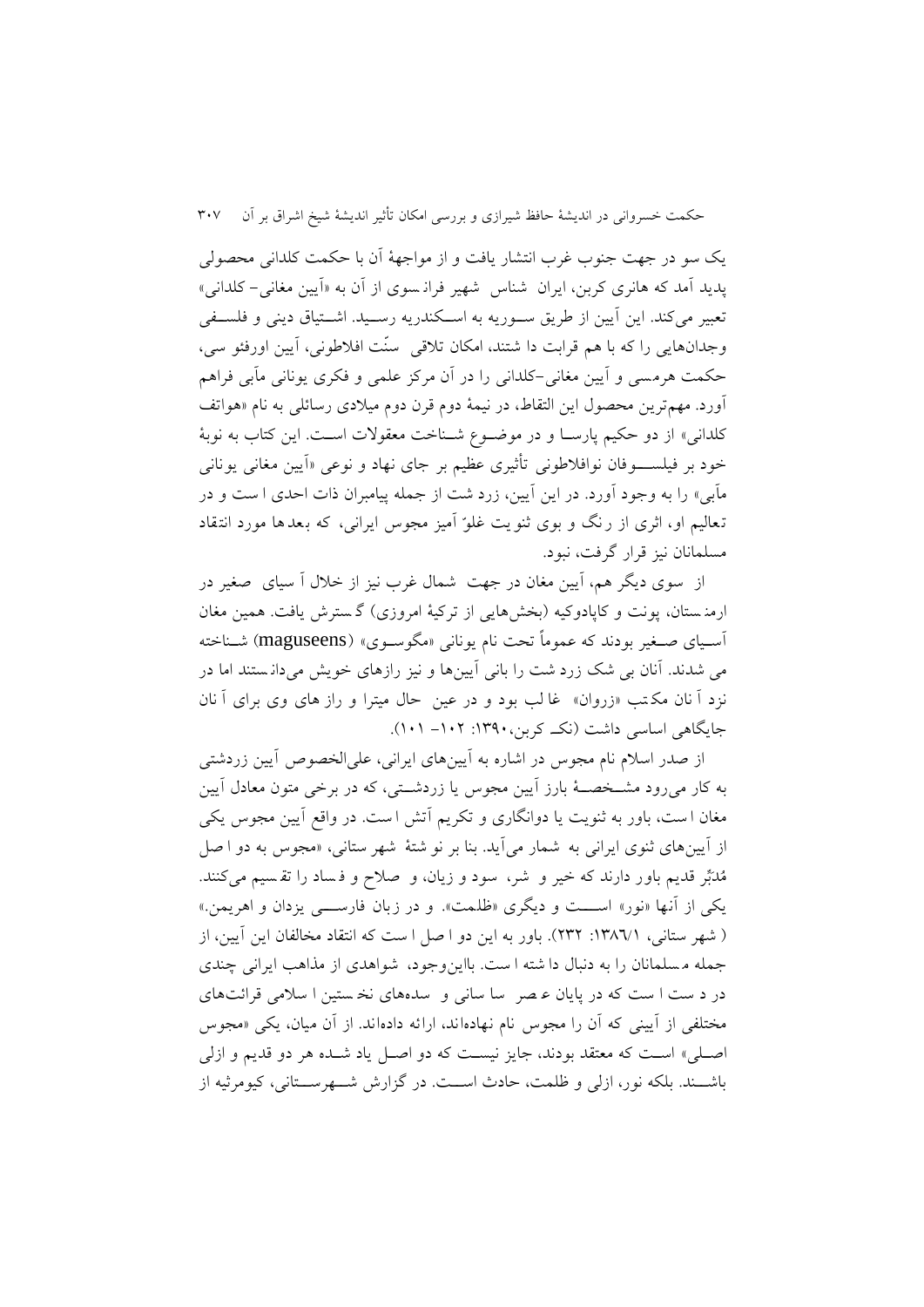یک سو در جهت جنوب غرب انتشار یافت و از مواجهۀ آن با حکمت کلدانی محصولی پدید آمد که هانری کربن، ایران شناس شهیر فرانسوی از آن به «آیین مغانی- کلدانی» تعبیر می‌کند. این آیین از طریق سوریه به اسکندریه رسید. اشتیاق دینی و فلسفی وجدان‌هایی را که با هم قرابت داشتند، امکان تلاقی سنّت افلاطونی، آیین اورفئو سی، حکمت هرمسی و آیین مغانی-کلدانی را در آن مرکز علمی و فکری یونانی مآبی فراهم آورد. مهم‌ترین محصول این التقاط، در نیمۀ دوم قرن دوم میلادی رسائلی به نام «هواتف کلدانی» از دو حکیم پارسا و در موضوع شناخت معقولات است. این کتاب به نوبۀ خود بر فیلسوفان نوافلاطونی تأثیری عظیم بر جای نهاد و نوعی «آیین مغانی یونانی مآبی» را به وجود آورد. در این آیین، زرد شت از جمله پیامبران ذات احدی است و در تعالیم او، اثری از رنگ و بوی ثنویت غلوّ آمیز مجوس ایرانی، که بعدها مورد انتقاد مسلمانان نیز قرار گرفت، نبود.

از سوی دیگر هم، آیین مغان در جهت شمال غرب نیز از خلال آسیای صغیر در ارمنستان، پونت و کاپادوکیه (بخش‌هایی از ترکیۀ امروزی) گسترش یافت. همین مغان آسیای صغیر بودند که عموماً تحت نام یونانی «مگوسوی» (maguseens) شناخته می شدند. آنان بی شک زرد شت را بانی آیین‌ها و نیز رازهای خویش می‌دانستند اما در نزد آنان مکتب «زروان» غالب بود و در عین حال میترا و راز های وی برای آنان جایگاهی اساسی داشت (نک کربن،۱۳۹۰: ۱۰۲- ۱۰۱).

از صدر اسلام نام مجوس در اشاره به آیین‌های ایرانی، علی‌الخصوص آیین زردشتی به کار می‌رود مشخصۀ بارز آیین مجوس یا زردشتی، که در برخی متون معادل آیین مغان است، باور به ثنویت یا دوانگاری و تکریم آتش است. در واقع آیین مجوس یکی از آیین‌های ثنوی ایرانی به شمار می‌آید. بنا بر نوشتۀ شهرستانی، «مجوس به دو اصل مُدبّر قدیم باور دارند که خیر و شر، سود و زیان، و صلاح و فساد را تقسیم می‌کنند. یکی از آنها «نور» است و دیگری «ظلمت». و در زبان فارسی یزدان و اهریمن.» (شهرستانی، ۱۳۸٦/۱: ۲۳۲). باور به این دو اصل است که انتقاد مخالفان این آیین، از جمله مسلمانان را به دنبال داشته است. بااین‌وجود، شواهدی از مذاهب ایرانی چندی در دست است که در پایان عصر ساسانی و سده‌های نخستین اسلامی قرائت‌های مختلفی از آیینی که آن را مجوس نام نهاده‌اند، ارائه داده‌اند. از آن میان، یکی «مجوس اصلی» است که معتقد بودند، جایز نیست که دو اصل یاد شده هر دو قدیم و ازلی باشند. بلکه نور، ازلی و ظلمت، حادث است. در گزارش شهرستانی، کیومرثیه از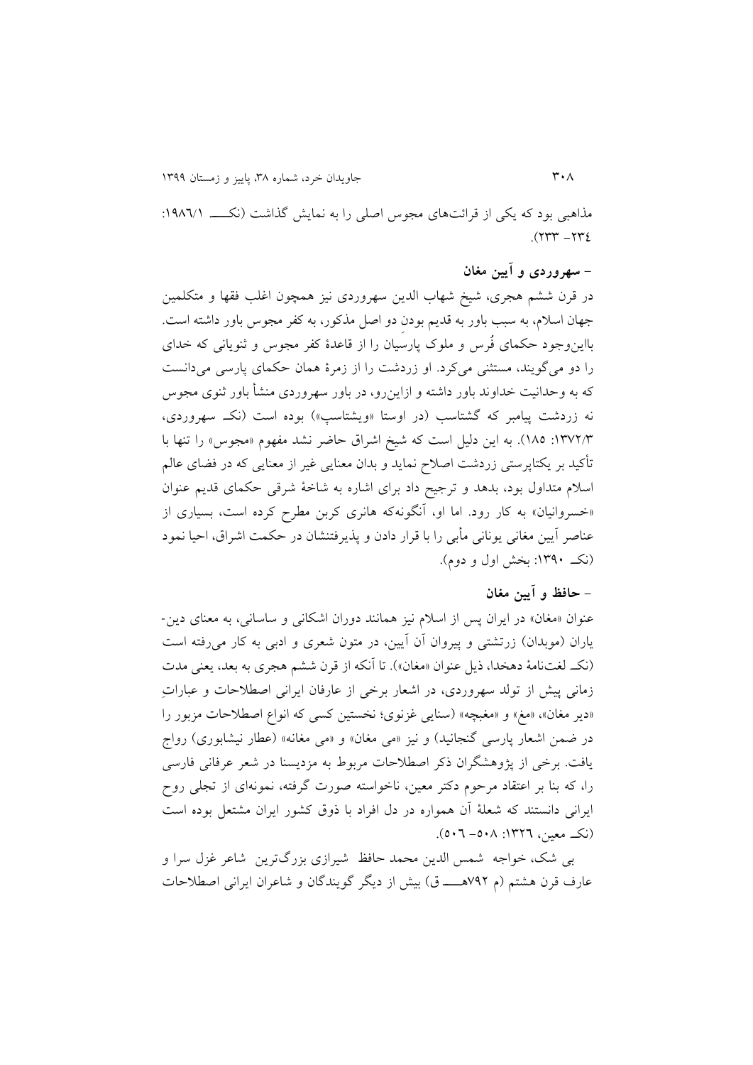مذاهبی بود که یکی از قرائت‌های مجوس اصلی را به نمایش گذاشت (نکـــــ ۱۹۸۶/۱: ۲۳۴- ۲۳۳).

### - سهروردی و آیین مغان

در قرن ششم هجری، شیخ شهاب الدین سهروردی نیز همچون اغلب فقها و متکلمین جهان اسلام، به سبب باور به قدیم بودنِ دو اصلِ مذکور، به کفر مجوس باور داشته است. بااین‌وجود حکمای فُرس و ملوک پارسیان را از قاعدۀ کفر مجوس و ثنویانی که خدای را دو می‌گویند، مستثنی می‌کرد. او زردشت را از زمرۀ همان حکمای پارسی می‌دانست که به وحدانیت خداوند باور داشته و ازاین‌رو، در باور سهروردی منشأ باور ثنوی مجوس نه زردشت پیامبر که گشتاسب (در اوستا «ویشتاسپ») بوده است (نکـ سهروردی، ۱۳۷۲/۳: ۱۸۵). به این دلیل است که شیخ اشراق حاضر نشد مفهوم «مجوس» را تنها با تأکید بر یکتاپرستی زردشت اصلاح نماید و بدان معنایی غیر از معنایی که در فضای عالم اسلام متداول بود، بدهد و ترجیح داد برای اشاره به شاخۀ شرقی حکمای قدیم عنوان «خسروانیان» به کار رود. اما او، آنگونه‌که هانری کربن مطرح کرده است، بسیاری از عناصر آیین مغانی یونانی مأبی را با قرار دادن و پذیرفتنشان در حکمت اشراق، احیا نمود (نکـ ۱۳۹۰: بخش اول و دوم).

### - حافظ و آیین مغان

عنوان «مغان» در ایران پس از اسلام نیز همانند دوران اشکانی و ساسانی، به معنای دین-یاران (موبدان) زرتشتی و پیروان آن آیین، در متون شعری و ادبی به کار می‌رفته است (نکـ لغت‌نامۀ دهخدا، ذیل عنوان «مغان»). تا آنکه از قرن ششم هجری به بعد، یعنی مدت زمانی پیش از تولد سهروردی، در اشعار برخی از عارفان ایرانی اصطلاحات و عباراتِ «دیر مغان»، «مغ» و «مغبچه» (سنایی غزنوی؛ نخستین کسی که انواع اصطلاحات مزبور را در ضمن اشعار پارسی گنجانید) و نیز «می مغان» و «می مغانه» (عطار نیشابوری) رواج یافت. برخی از پژوهشگران ذکر اصطلاحات مربوط به مزدیسنا در شعر عرفانی فارسی را، که بنا بر اعتقاد مرحوم دکتر معین، ناخواسته صورت گرفته، نمونه‌ای از تجلی روح ایرانی دانستند که شعلۀ آن همواره در دل افراد با ذوق کشور ایران مشتعل بوده است (نکـ معین، ۱۳۲۶: ۵۰۸- ۵۰۶).

بی شک، خواجه شمس الدین محمد حافظ شیرازی بزرگ‌ترین شاعر غزل سرا و عارف قرن هشتم (م ۷۹۲هـــ ق) بیش از دیگر گویندگان و شاعران ایرانی اصطلاحات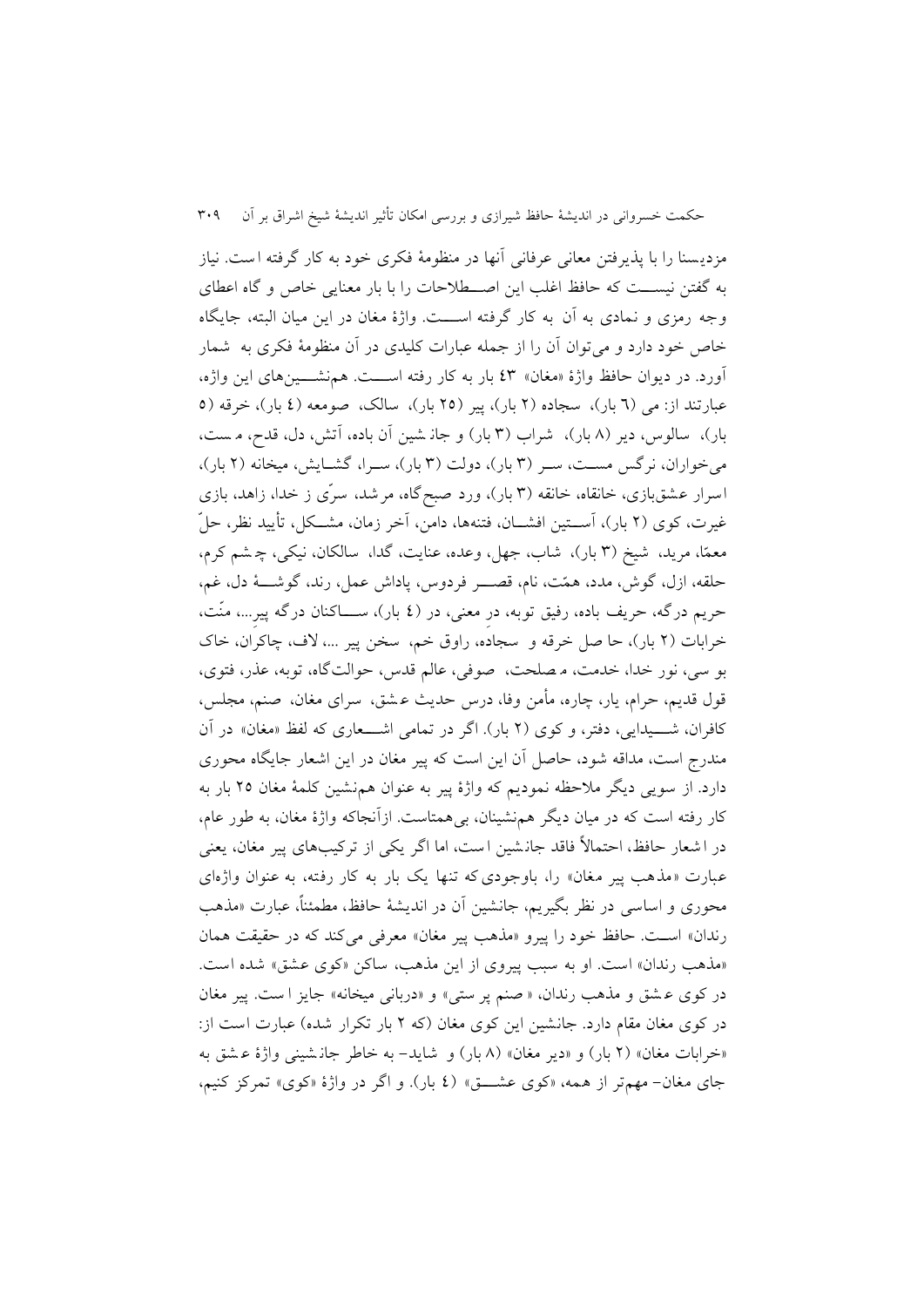مزدیسنا را با پذیرفتن معانی عرفانی آنها در منظومهٔ فکری خود به کار گرفته است. نیاز به گفتن نیست که حافظ اغلب این اصطلاحات را با بار معنایی خاص و گاه اعطای وجه رمزی و نمادی به آن به کار گرفته است. واژهٔ مغان در این میان البته، جایگاه خاص خود دارد و می‌توان آن را از جمله عبارات کلیدی در آن منظومهٔ فکری به شمار آورد. در دیوان حافظ واژهٔ «مغان» ٤٣ بار به کار رفته است. هم‌نشین‌های این واژه، عبارتند از: می (٦ بار)، سجاده (٢ بار)، پیر (٢٥ بار)، سالک، صومعه (٤ بار)، خرقه (٥ بار)، سالوس، دیر (٨ بار)، شراب (٣ بار) و جانشین آن باده، آتش، دل، قدح، مست، می‌خواران، نرگس مست، سر (٣ بار)، دولت (٣ بار)، سرا، گشایش، میخانه (٢ بار)، اسرار عشق‌بازی، خانقاه، خانقه (٣ بار)، ورد صبح‌گاه، مرشد، سرّی ز خدا، زاهد، بازی غیرت، کوی (٢ بار)، آستین افشان، فتنه‌ها، دامن، آخر زمان، مشکل، تأیید نظر، حلّ معمّا، مرید، شیخ (٣ بار)، شاب، جهل، وعده، عنایت، گدا، سالکان، نیکی، چشم کرم، حلقه، ازل، گوش، مدد، همّت، نام، قصر فردوس، پاداش عمل، رند، گوشهٔ دل، غم، حریم درگه، حریف باده، رفیق توبه، در معنی، در (٤ بار)، ساکنان درگه پیر...، منّت، خرابات (٢ بار)، حاصل خرقه و سجاده، راوق خم، سخن پیر ...، لاف، چاکران، خاک بوسی، نور خدا، خدمت، مصلحت، صوفی، عالم قدس، حوالت‌گاه، توبه، عذر، فتوی، قول قدیم، حرام، یار، چاره، مأمن وفا، درس حدیث عشق، سرای مغان، صنم، مجلس، کافران، شیدایی، دفتر، و کوی (٢ بار). اگر در تمامی اشعاری که لفظ «مغان» در آن مندرج است، مداقه شود، حاصل آن این است که پیر مغان در این اشعار جایگاه محوری دارد. از سویی دیگر ملاحظه نمودیم که واژهٔ پیر به عنوان هم‌نشین کلمهٔ مغان ٢٥ بار به کار رفته است که در میان دیگر هم‌نشینان، بی‌همتاست. ازآنجاکه واژهٔ مغان، به طور عام، در اشعار حافظ، احتمالاً فاقد جانشین است، اما اگر یکی از ترکیب‌های پیر مغان، یعنی عبارت «مذهب پیر مغان» را، باوجودی که تنها یک بار به کار رفته، به عنوان واژه‌ای محوری و اساسی در نظر بگیریم، جانشین آن در اندیشهٔ حافظ، مطمئناً، عبارت «مذهب رندان» است. حافظ خود را پیرو «مذهب پیر مغان» معرفی می‌کند که در حقیقت همان «مذهب رندان» است. او به سبب پیروی از این مذهب، ساکن «کوی عشق» شده است. در کوی عشق و مذهب رندان، «صنم پرستی» و «دربانی میخانه» جایز است. پیر مغان در کوی مغان مقام دارد. جانشین این کوی مغان (که ٢ بار تکرار شده) عبارت است از: «خرابات مغان» (٢ بار) و «دیر مغان» (٨ بار) و شاید- به خاطر جانشینی واژهٔ عشق به جای مغان- مهم‌تر از همه، «کوی عشق» (٤ بار). و اگر در واژهٔ «کوی» تمرکز کنیم،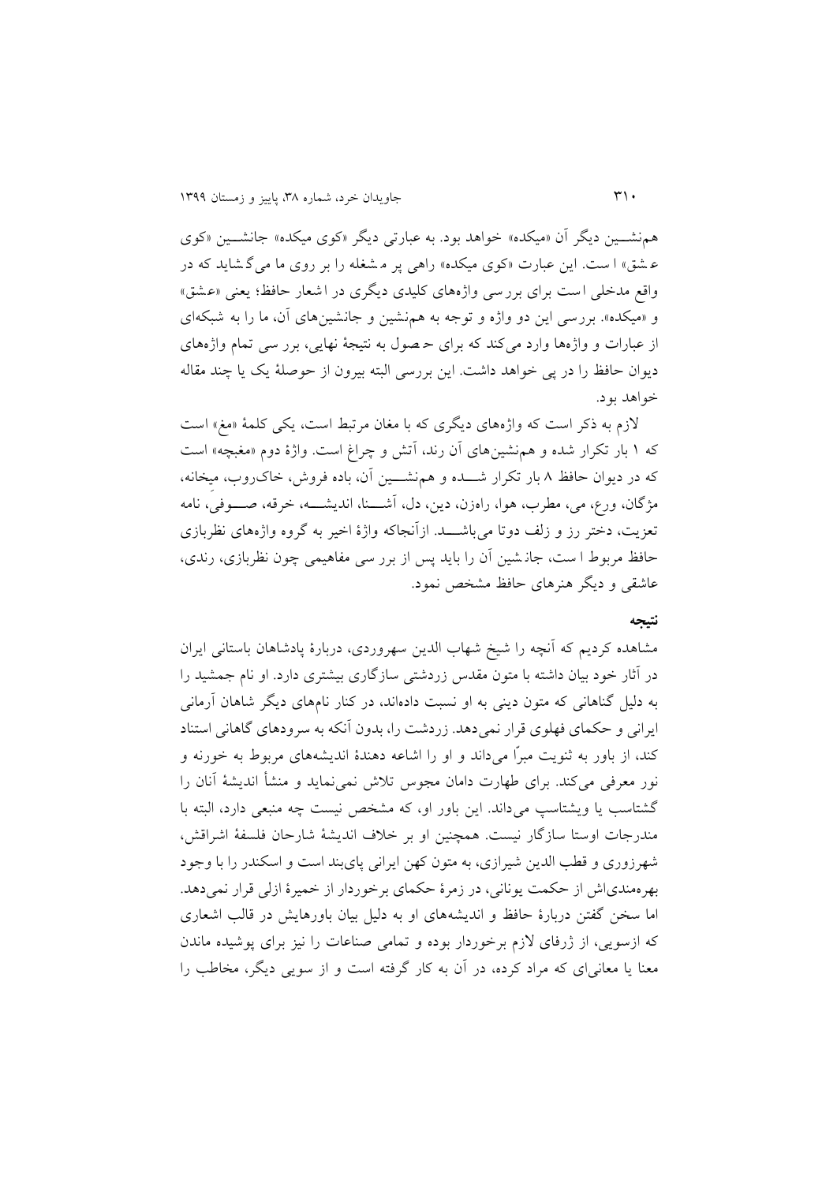هم‌نشـــین دیگر آن «میکده» خواهد بود. به عبارتی دیگر «کوی میکده» جانشـــین «کوی عشق» است. این عبارت «کوی میکده» راهی پر مشغله را بر روی ما می‌گشاید که در واقع مدخلی است برای بررسی واژه‌های کلیدی دیگری در اشعار حافظ؛ یعنی «عشق» و «میکده». بررسی این دو واژه و توجه به هم‌نشین و جانشین‌های آن، ما را به شبکه‌ای از عبارات و واژه‌ها وارد می‌کند که برای حصول به نتیجهٔ نهایی، بررسی تمام واژه‌های دیوان حافظ را در پی خواهد داشت. این بررسی البته بیرون از حوصلهٔ یک یا چند مقاله خواهد بود.

لازم به ذکر است که واژه‌های دیگری که با مغان مرتبط است، یکی کلمهٔ «مغ» است که ۱ بار تکرار شده و هم‌نشین‌های آن رند، آتش و چراغ است. واژهٔ دوم «مغبچه» است که در دیوان حافظ ۸ بار تکرار شـــده و هم‌نشـــین آن، باده فروش، خاک‌روب، میخانه، مژگان، ورع، می، مطرب، هوا، راه‌زن، دین، دل، آشـــنا، اندیشـــه، خرقه، صـــوفی، نامه تعزیت، دختر رز و زلف دوتا می‌باشـــد. ازآنجاکه واژهٔ اخیر به گروه واژه‌های نظربازی حافظ مربوط است، جانشین آن را باید پس از بررسی مفاهیمی چون نظربازی، رندی، عاشقی و دیگر هنرهای حافظ مشخص نمود.

### نتیجه

مشاهده کردیم که آنچه را شیخ شهاب الدین سهروردی، دربارهٔ پادشاهان باستانی ایران در آثار خود بیان داشته با متون مقدس زردشتی سازگاری بیشتری دارد. او نام جمشید را به دلیل گناهانی که متون دینی به او نسبت داده‌اند، در کنار نام‌های دیگر شاهان آرمانی ایرانی و حکمای فهلوی قرار نمی‌دهد. زردشت را، بدون آنکه به سرودهای گاهانی استناد کند، از باور به ثنویت مبرّا می‌داند و او را اشاعه دهندهٔ اندیشه‌های مربوط به خورنه و نور معرفی می‌کند. برای طهارت دامان مجوس تلاش نمی‌نماید و منشأ اندیشهٔ آنان را گشتاسب یا ویشتاسپ می‌داند. این باور او، که مشخص نیست چه منبعی دارد، البته با مندرجات اوستا سازگار نیست. همچنین او بر خلاف اندیشهٔ شارحان فلسفهٔ اشراقش، شهرزوری و قطب الدین شیرازی، به متون کهن ایرانی پای‌بند است و اسکندر را با وجود بهره‌مندی‌اش از حکمت یونانی، در زمرهٔ حکمای برخوردار از خمیرهٔ ازلی قرار نمی‌دهد. اما سخن گفتن دربارهٔ حافظ و اندیشه‌های او به دلیل بیان باورهایش در قالب اشعاری که ازسویی، از ژرفای لازم برخوردار بوده و تمامی صناعات را نیز برای پوشیده ماندن معنا یا معانی‌ای که مراد کرده، در آن به کار گرفته است و از سویی دیگر، مخاطب را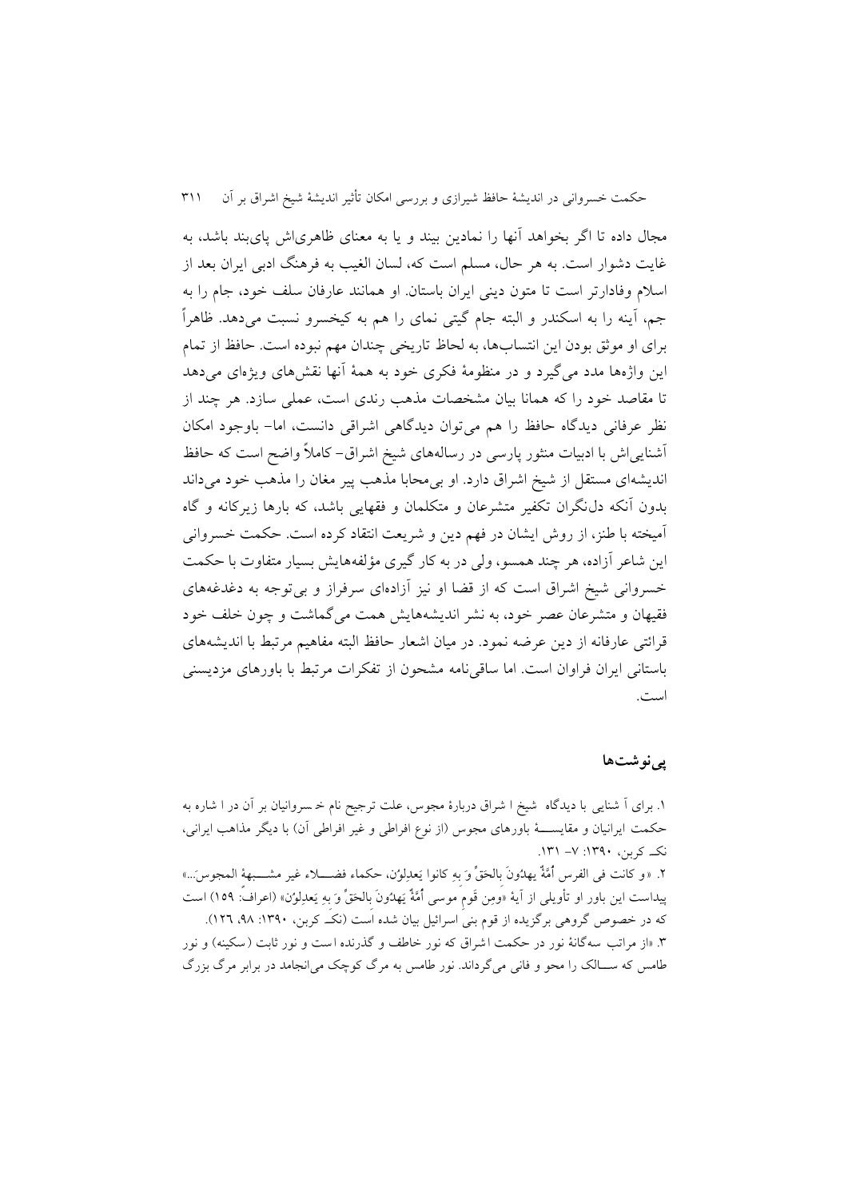مجال داده تا اگر بخواهد آنها را نمادین بیند و یا به معنای ظاهری‌اش پای‌بند باشد، به غایت دشوار است. به هر حال، مسلم است که، لسان الغیب به فرهنگ ادبی ایران بعد از اسلام وفادارتر است تا متون دینی ایران باستان. او همانند عارفان سلف خود، جام را به جم، آینه را به اسکندر و البته جام گیتی نمای را هم به کیخسرو نسبت می‌دهد. ظاهراً برای او موثق بودن این انتساب‌ها، به لحاظ تاریخی چندان مهم نبوده است. حافظ از تمام این واژه‌ها مدد می‌گیرد و در منظومهٔ فکری خود به همهٔ آنها نقش‌های ویژه‌ای می‌دهد تا مقاصد خود را که همانا بیان مشخصات مذهب رندی است، عملی سازد. هر چند از نظر عرفانی دیدگاه حافظ را هم می‌توان دیدگاهی اشراقی دانست، اما– باوجود امکان آشنایی‌اش با ادبیات منثور پارسی در رساله‌های شیخ اشراق– کاملاً واضح است که حافظ اندیشه‌ای مستقل از شیخ اشراق دارد. او بی‌محابا مذهب پیر مغان را مذهب خود می‌داند بدون آنکه دل‌نگران تکفیر متشرعان و متکلمان و فقهایی باشد، که بارها زیرکانه و گاه آمیخته با طنز، از روش ایشان در فهم دین و شریعت انتقاد کرده است. حکمت خسروانی این شاعر آزاده، هر چند همسو، ولی در به کار گیری مؤلفه‌هایش بسیار متفاوت با حکمت خسروانی شیخ اشراق است که از قضا او نیز آزاده‌ای سرفراز و بی‌توجه به دغدغه‌های فقیهان و متشرعان عصر خود، به نشر اندیشه‌هایش همت می‌گماشت و چون خلف خود قرائتی عارفانه از دین عرضه نمود. در میان اشعار حافظ البته مفاهیم مرتبط با اندیشه‌های باستانی ایران فراوان است. اما ساقی‌نامه مشحون از تفکرات مرتبط با باورهای مزدیسنی است.

## پی‌نوشت‌ها

۱. برای آشنایی با دیدگاه شیخ اشراق دربارهٔ مجوس، علت ترجیح نام خسروانیان بر آن در اشاره به حکمت ایرانیان و مقایسهٔ باورهای مجوس (از نوع افراطی و غیر افراطی آن) با دیگر مذاهب ایرانی، نک. کربن، ۱۳۹۰: ۷– ۱۳۱.

۲. «و کانت فی الفرس أُمَّةٌ یهدُونَ بالحَقِّ وَ بِه کانوا یَعدِلوُن، حکماء فضلاء غیر مشبهة المجوس...» پیداست این باور او تأویلی از آیهٔ «وَمِن قَومِ موسی أُمَّةٌ یَهدُونَ بالحَقِّ وَ بِه یَعدِلوُن» (اعراف: ۱۵۹) است که در خصوص گروهی برگزیده از قوم بنی اسرائیل بیان شده است (نک. کربن، ۱۳۹۰: ۹۸، ۱۲۶).

۳. «از مراتب سه‌گانهٔ نور در حکمت اشراق که نور خاطف و گذرنده است و نور ثابت (سکینه) و نور طامس که سالک را محو و فانی می‌گرداند. نور طامس به مرگ کوچک می‌انجامد در برابر مرگ بزرگ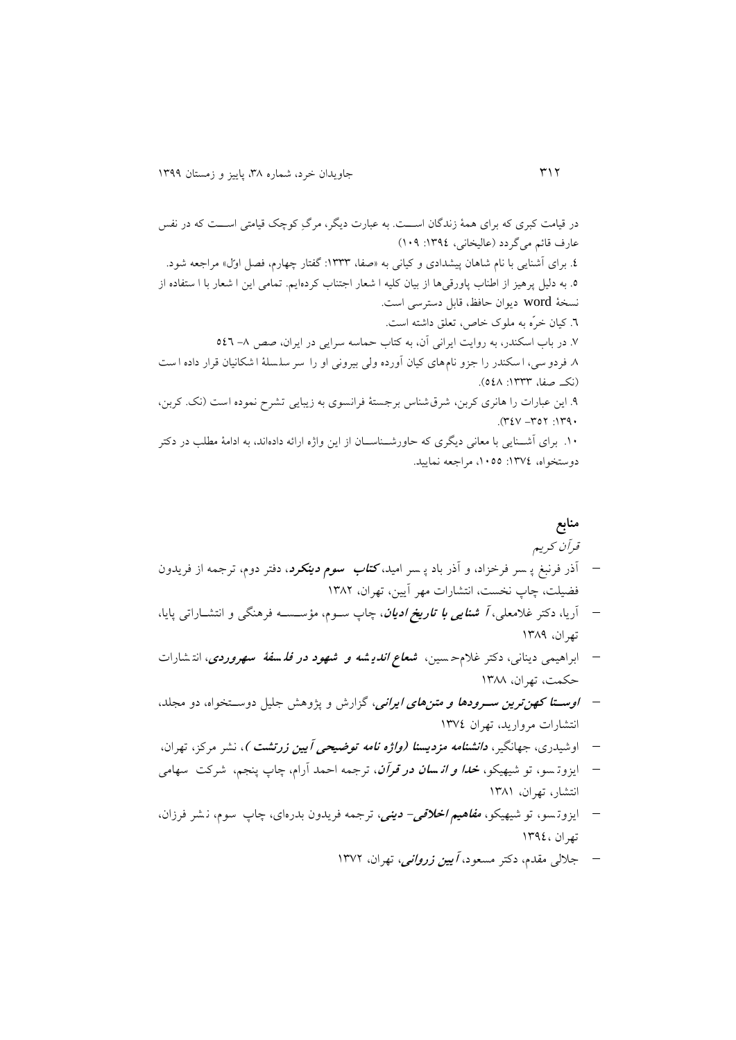در قیامت کبری که برای همهٔ زندگان اســـت. به عبارت دیگر، مرگِ کوچک قیامتی اســـت که در نفس عارف قائم می‌گردد (عالیخانی، ١٣٩٤: ١٠٩)

٤. برای آشنایی با نام شاهان پیشدادی و کیانی به «صفا، ١٣٣٣: گفتار چهارم، فصل اوّل» مراجعه شود.

٥. به دلیل پرهیز از اطناب پاورقی‌ها از بیان کلیه ا شعار اجتناب کرده‌ایم. تمامی این ا شعار با ا ستفاده از نسخهٔ word دیوان حافظ، قابل دسترسی است.

٦. کیان خرّه به ملوک خاص، تعلق داشته است.

٧. در باب اسکندر، به روایت ایرانی آن، به کتاب حماسه سرایی در ایران، صص ٨- ٥٤٦

٨. فردوسی، اسکندر را جزو نام‌های کیان آورده ولی بیرونی او را سر سلسلهٔ اشکانیان قرار داده است (نک. صفا، ١٣٣٣: ٥٤٨).

٩. این عبارات را هانری کربن، شرق‌شناس برجستهٔ فرانسوی به زیبایی تشرح نموده است (نک. کربن، ١٣٩٠: ٣٥٢- ٣٤٧).

١٠. برای آشـــنایی با معانی دیگری که حاورشـــناســـان از این واژه ارائه داده‌اند، به ادامهٔ مطلب در دکتر دوستخواه، ١٣٧٤: ١٠٥٥، مراجعه نمایید.

## منابع

*قرآن کریم*

- آذر فرنبغ پسر فرخزاد، و آذر باد پسر امید، ***کتاب سوم دینکرد***، دفتر دوم، ترجمه از فریدون فضیلت، چاپ نخست، انتشارات مهر آیین، تهران، ١٣٨٢
- آریا، دکتر غلامعلی، ***آشنایی با تاریخ ادیان***، چاپ ســوم، مؤســســه فرهنگی و انتشــاراتی پایا، تهران، ١٣٨٩
- ابراهیمی دینانی، دکتر غلامحسین، ***شعاع اندیشه و شهود در فلسفهٔ سهروردی***، انتشارات حکمت، تهران، ١٣٨٨
- ***اوســتا کهن‌ترین ســرودها و متن‌های ایرانی***، گزارش و پژوهش جلیل دوســتخواه، دو مجلد، انتشارات مروارید، تهران ١٣٧٤
- اوشیدری، جهانگیر، ***دانشنامه مزدیسنا (واژه نامه توضیحی آیین زرتشت )***، نشر مرکز، تهران،
- ایزوتسو، تو شیهیکو، ***خدا و انسان در قرآن***، ترجمه احمد آرام، چاپ پنجم، شرکت سهامی انتشار، تهران، ١٣٨١
- ایزوتسو، تو شیهیکو، ***مفاهیم اخلاقی- دینی***، ترجمه فریدون بدره‌ای، چاپ سوم، نشر فرزان، تهران ،١٣٩٤
- جلالی مقدم، دکتر مسعود، ***آیین زروانی***، تهران، ١٣٧٢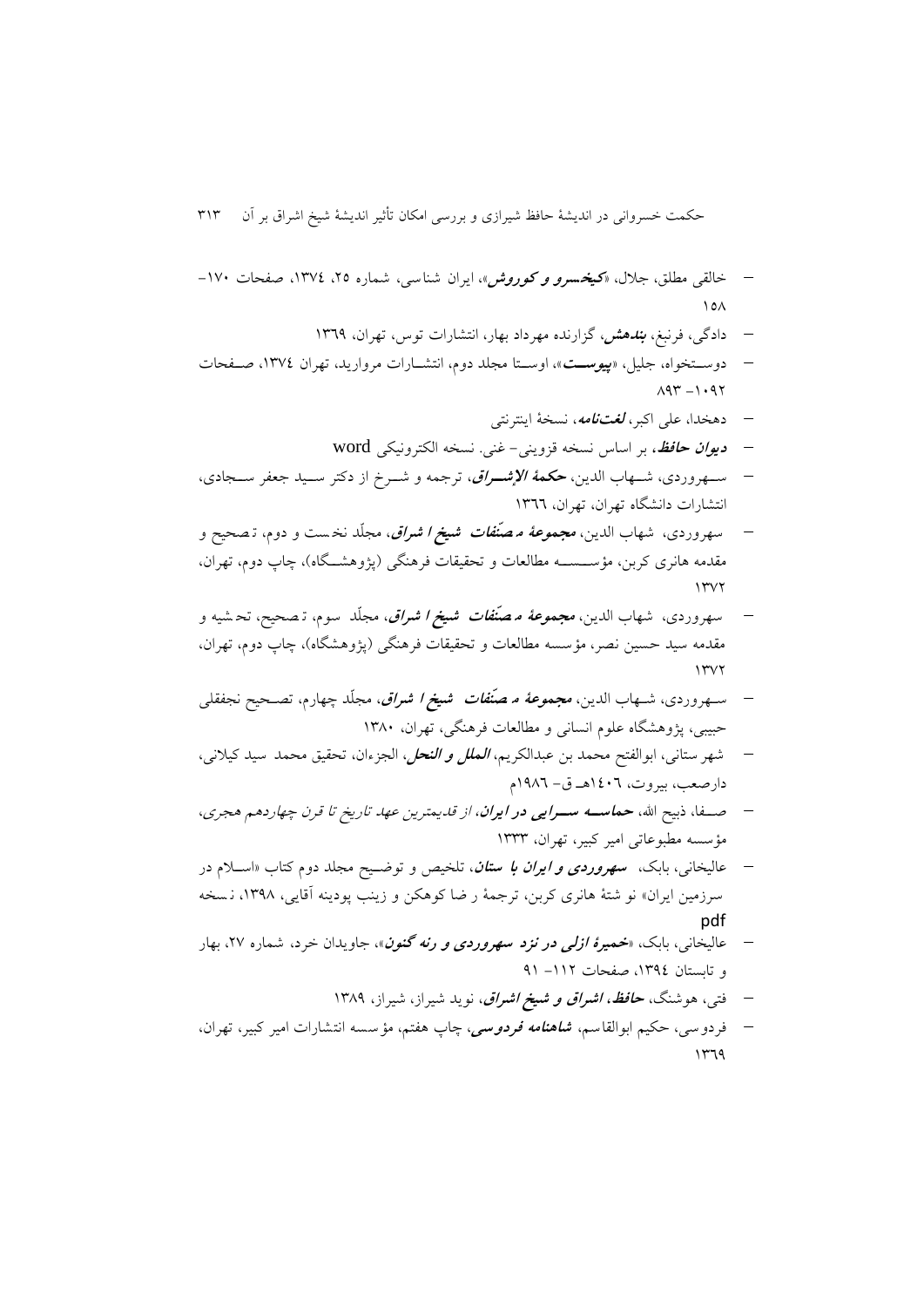- خالقی مطلق، جلال، «***کیخسرو و کوروش***»، ایران شناسی، شماره ۲۵، ۱۳۷٤، صفحات ۱۷۰- ۱۵۸
- دادگی، فرنبغ، ***بندهش***، گزارنده مهرداد بهار، انتشارات توس، تهران، ۱۳٦۹
- دوستخواه، جلیل، «***پیوست***»، اوستا مجلد دوم، انتشارات مروارید، تهران ۱۳۷٤، صفحات ۱۰۹۲ -۸۹۳
- دهخدا، علی اکبر، ***لغت‌نامه***، نسخهٔ اینترنتی
- ***دیوان حافظ***، بر اساس نسخه قزوینی- غنی. نسخه الکترونیکی word
- سهروردی، شهاب الدین، ***حکمهٔ الإشراق***، ترجمه و شرح از دکتر سید جعفر سجادی، انتشارات دانشگاه تهران، تهران، ۱۳٦٦
- سهروردی، شهاب الدین، ***مجموعهٔ مصنّفات شیخ اشراق***، مجلّد نخست و دوم، تصحیح و مقدمه هانری کربن، مؤسسه مطالعات و تحقیقات فرهنگی (پژوهشگاه)، چاپ دوم، تهران، ۱۳۷۲
- سهروردی، شهاب الدین، ***مجموعهٔ مصنّفات شیخ اشراق***، مجلّد سوم، تصحیح، تحشیه و مقدمه سید حسین نصر، مؤسسه مطالعات و تحقیقات فرهنگی (پژوهشگاه)، چاپ دوم، تهران، ۱۳۷۲
- سهروردی، شهاب الدین، ***مجموعهٔ مصنّفات شیخ اشراق***، مجلّد چهارم، تصحیح نجفقلی حبیبی، پژوهشگاه علوم انسانی و مطالعات فرهنگی، تهران، ۱۳۸۰
- شهرستانی، ابوالفتح محمد بن عبدالکریم، ***الملل و النحل***، الجزءان، تحقیق محمد سید کیلانی، دارصعب، بیروت، ۱٤۰٦هـ ق- ۱۹۸٦م
- صفا، ذبیح الله، ***حماسه سرایی در ایران***، *از قدیمترین عهد تاریخ تا قرن چهاردهم هجری*، مؤسسه مطبوعاتی امیر کبیر، تهران، ۱۳۳۳
- عالیخانی، بابک، ***سهروردی و ایران باستان***، تلخیص و توضیح مجلد دوم کتاب «اسلام در سرزمین ایران» نوشتهٔ هانری کربن، ترجمهٔ رضا کوهکن و زینب پودینه آقایی، ۱۳۹۸، نسخه pdf
- عالیخانی، بابک، «***خمیرهٔ ازلی در نزد سهروردی و رنه گنون***»، جاویدان خرد، شماره ۲۷، بهار و تابستان ۱۳۹٤، صفحات ۱۱۲- ۹۱
- فتی، هوشنگ، ***حافظ، اشراق و شیخ اشراق***، نوید شیراز، شیراز، ۱۳۸۹
- فردوسی، حکیم ابوالقاسم، ***شاهنامه فردوسی***، چاپ هفتم، مؤسسه انتشارات امیر کبیر، تهران، ۱۳٦۹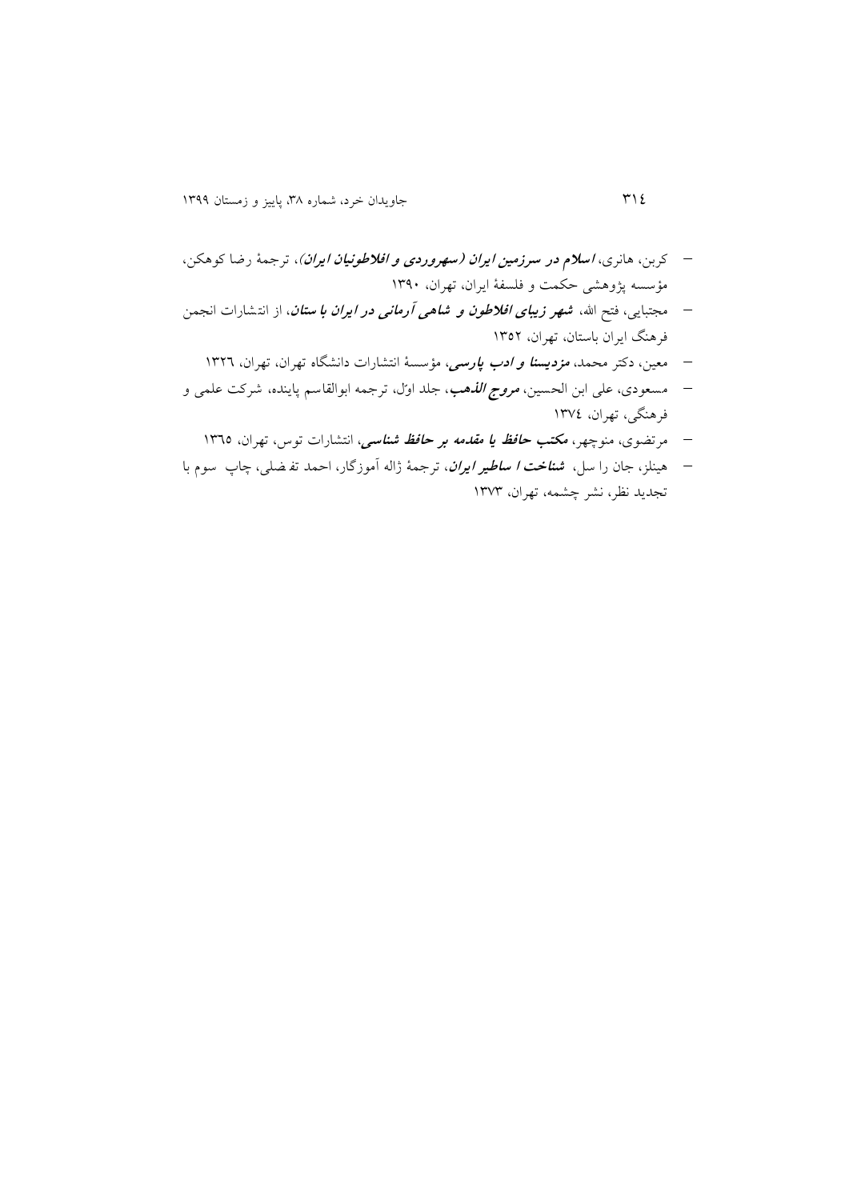- کربن، هانری، ***اسلام در سرزمین ایران (سهروردی و افلاطونیان ایران)***، ترجمهٔ رضا کوهکن، مؤسسه پژوهشی حکمت و فلسفهٔ ایران، تهران، ۱۳۹۰
- مجتبایی، فتح الله، ***شهر زیبای افلاطون و شاهی آرمانی در ایران با ستان***، از انتشارات انجمن فرهنگ ایران باستان، تهران، ۱۳۵۲
- معین، دکتر محمد، ***مزدیسنا و ادب پارسی***، مؤسسهٔ انتشارات دانشگاه تهران، تهران، ۱۳۲۶
- مسعودی، علی ابن الحسین، ***مروج الذهب***، جلد اوّل، ترجمه ابوالقاسم پاینده، شرکت علمی و فرهنگی، تهران، ۱۳۷٤
- مرتضوی، منوچهر، ***مکتب حافظ یا مقدمه بر حافظ شناسی***، انتشارات توس، تهران، ۱۳٦۵
- هینلز، جان را سل، ***شناخت ا ساطیر ایران***، ترجمهٔ ژاله آموزگار، احمد تفضلی، چاپ سوم با تجدید نظر، نشر چشمه، تهران، ۱۳۷۳